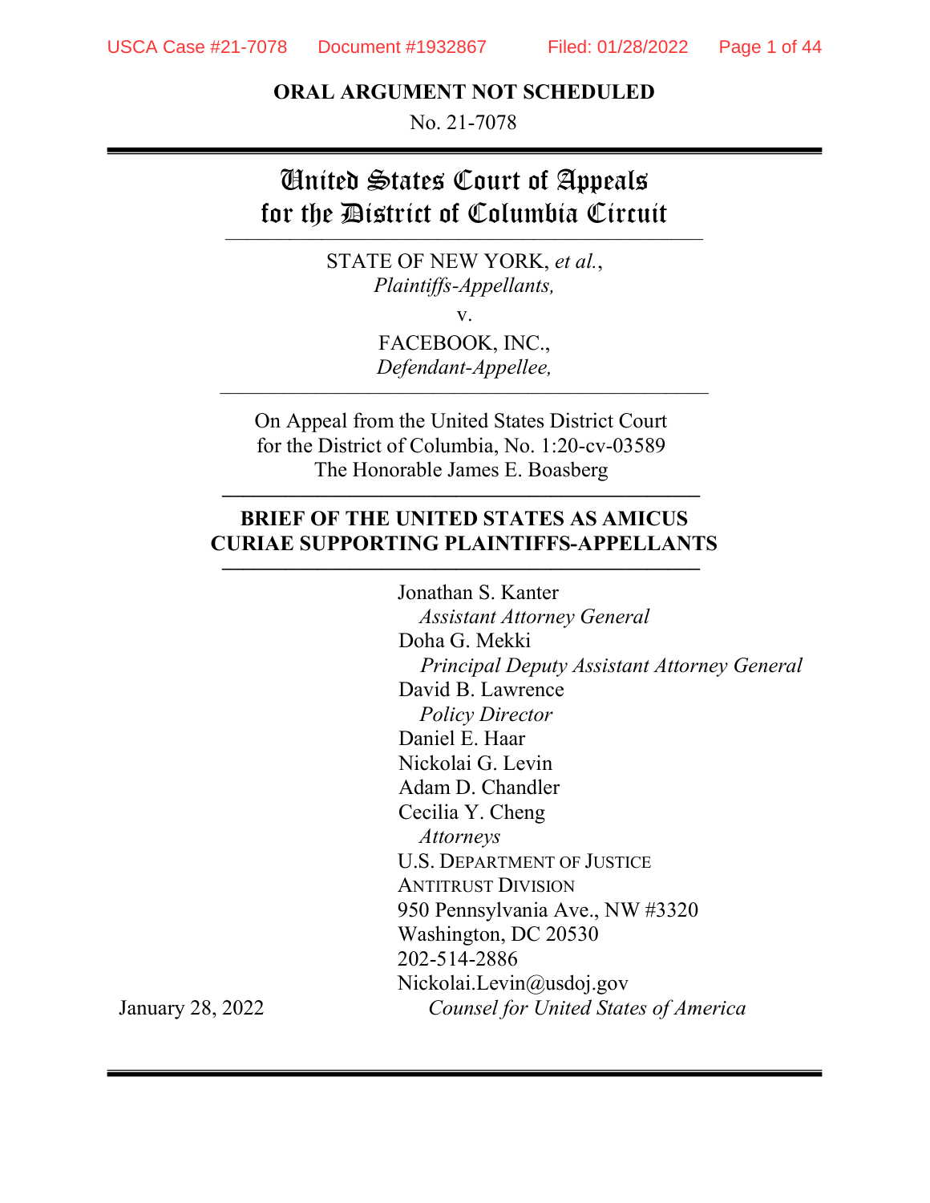**ORAL ARGUMENT NOT SCHEDULED**

No. 21-7078

# United States Court of Appeals for the District of Columbia Circuit

STATE OF NEW YORK, *et al.*,
*Plaintiffs-Appellants,*

v.

FACEBOOK, INC.,
*Defendant-Appellee,*

On Appeal from the United States District Court
for the District of Columbia, No. 1:20-cv-03589
The Honorable James E. Boasberg

## BRIEF OF THE UNITED STATES AS AMICUS CURIAE SUPPORTING PLAINTIFFS-APPELLANTS

Jonathan S. Kanter
*Assistant Attorney General*
Doha G. Mekki
*Principal Deputy Assistant Attorney General*
David B. Lawrence
*Policy Director*
Daniel E. Haar
Nickolai G. Levin
Adam D. Chandler
Cecilia Y. Cheng
*Attorneys*
U.S. DEPARTMENT OF JUSTICE
ANTITRUST DIVISION
950 Pennsylvania Ave., NW #3320
Washington, DC 20530
202-514-2886
Nickolai.Levin@usdoj.gov
*Counsel for United States of America*

January 28, 2022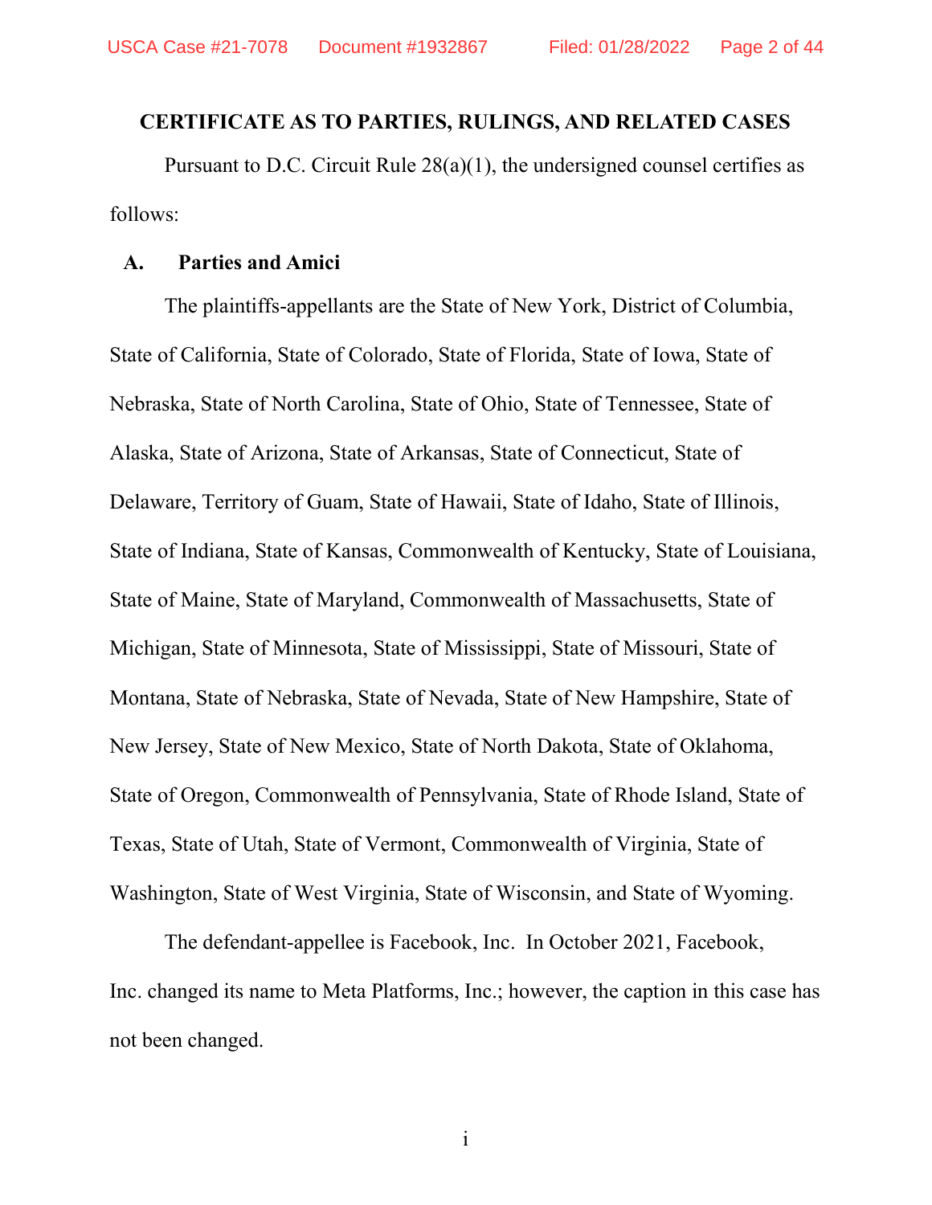**CERTIFICATE AS TO PARTIES, RULINGS, AND RELATED CASES**

Pursuant to D.C. Circuit Rule 28(a)(1), the undersigned counsel certifies as follows:

**A. Parties and Amici**

The plaintiffs-appellants are the State of New York, District of Columbia, State of California, State of Colorado, State of Florida, State of Iowa, State of Nebraska, State of North Carolina, State of Ohio, State of Tennessee, State of Alaska, State of Arizona, State of Arkansas, State of Connecticut, State of Delaware, Territory of Guam, State of Hawaii, State of Idaho, State of Illinois, State of Indiana, State of Kansas, Commonwealth of Kentucky, State of Louisiana, State of Maine, State of Maryland, Commonwealth of Massachusetts, State of Michigan, State of Minnesota, State of Mississippi, State of Missouri, State of Montana, State of Nebraska, State of Nevada, State of New Hampshire, State of New Jersey, State of New Mexico, State of North Dakota, State of Oklahoma, State of Oregon, Commonwealth of Pennsylvania, State of Rhode Island, State of Texas, State of Utah, State of Vermont, Commonwealth of Virginia, State of Washington, State of West Virginia, State of Wisconsin, and State of Wyoming.

The defendant-appellee is Facebook, Inc. In October 2021, Facebook, Inc. changed its name to Meta Platforms, Inc.; however, the caption in this case has not been changed.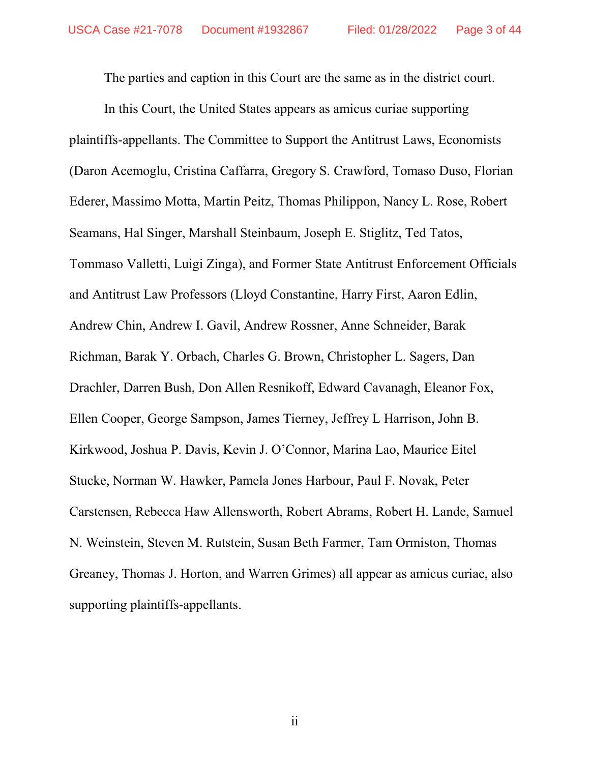The parties and caption in this Court are the same as in the district court.

In this Court, the United States appears as amicus curiae supporting plaintiffs-appellants. The Committee to Support the Antitrust Laws, Economists (Daron Acemoglu, Cristina Caffarra, Gregory S. Crawford, Tomaso Duso, Florian Ederer, Massimo Motta, Martin Peitz, Thomas Philippon, Nancy L. Rose, Robert Seamans, Hal Singer, Marshall Steinbaum, Joseph E. Stiglitz, Ted Tatos, Tommaso Valletti, Luigi Zinga), and Former State Antitrust Enforcement Officials and Antitrust Law Professors (Lloyd Constantine, Harry First, Aaron Edlin, Andrew Chin, Andrew I. Gavil, Andrew Rossner, Anne Schneider, Barak Richman, Barak Y. Orbach, Charles G. Brown, Christopher L. Sagers, Dan Drachler, Darren Bush, Don Allen Resnikoff, Edward Cavanagh, Eleanor Fox, Ellen Cooper, George Sampson, James Tierney, Jeffrey L Harrison, John B. Kirkwood, Joshua P. Davis, Kevin J. O'Connor, Marina Lao, Maurice Eitel Stucke, Norman W. Hawker, Pamela Jones Harbour, Paul F. Novak, Peter Carstensen, Rebecca Haw Allensworth, Robert Abrams, Robert H. Lande, Samuel N. Weinstein, Steven M. Rutstein, Susan Beth Farmer, Tam Ormiston, Thomas Greaney, Thomas J. Horton, and Warren Grimes) all appear as amicus curiae, also supporting plaintiffs-appellants.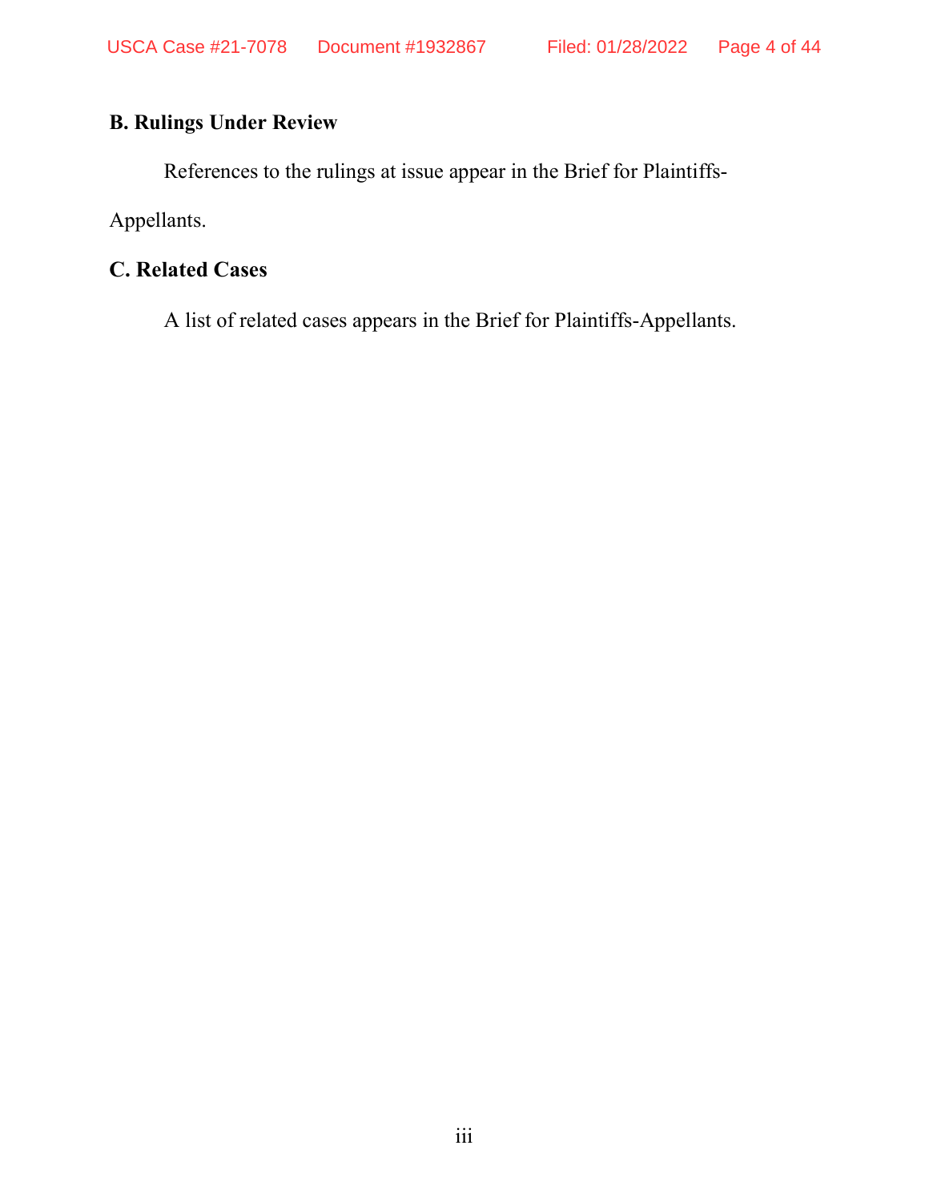**B. Rulings Under Review**

References to the rulings at issue appear in the Brief for Plaintiffs-Appellants.

**C. Related Cases**

A list of related cases appears in the Brief for Plaintiffs-Appellants.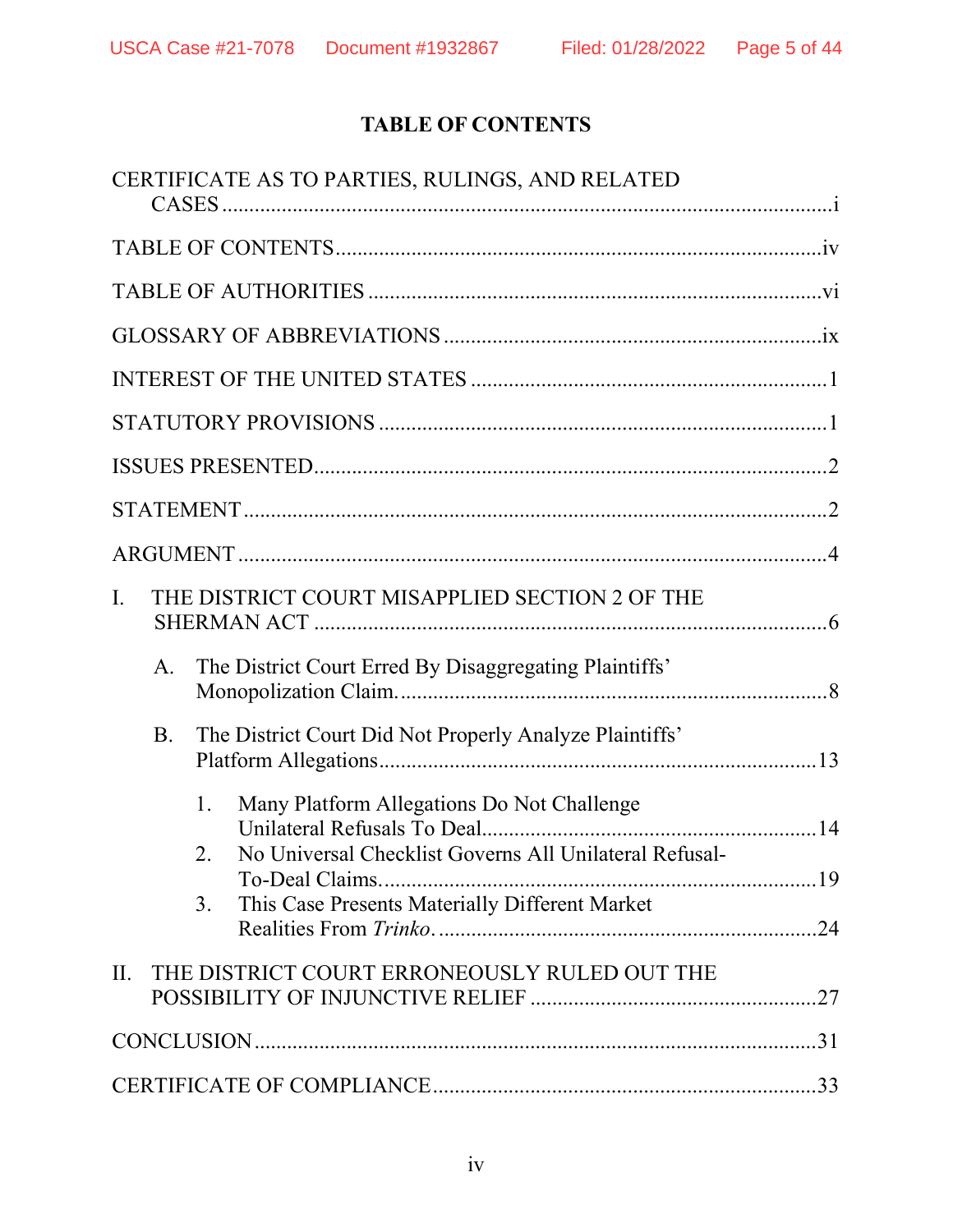# TABLE OF CONTENTS

CERTIFICATE AS TO PARTIES, RULINGS, AND RELATED CASES ..... i

TABLE OF CONTENTS ..... iv

TABLE OF AUTHORITIES ..... vi

GLOSSARY OF ABBREVIATIONS ..... ix

INTEREST OF THE UNITED STATES ..... 1

STATUTORY PROVISIONS ..... 1

ISSUES PRESENTED ..... 2

STATEMENT ..... 2

ARGUMENT ..... 4

I. THE DISTRICT COURT MISAPPLIED SECTION 2 OF THE SHERMAN ACT ..... 6

- A. The District Court Erred By Disaggregating Plaintiffs' Monopolization Claim. ..... 8
- B. The District Court Did Not Properly Analyze Plaintiffs' Platform Allegations ..... 13
  1. Many Platform Allegations Do Not Challenge Unilateral Refusals To Deal ..... 14
  2. No Universal Checklist Governs All Unilateral Refusal-To-Deal Claims. ..... 19
  3. This Case Presents Materially Different Market Realities From *Trinko*. ..... 24

II. THE DISTRICT COURT ERRONEOUSLY RULED OUT THE POSSIBILITY OF INJUNCTIVE RELIEF ..... 27

CONCLUSION ..... 31

CERTIFICATE OF COMPLIANCE ..... 33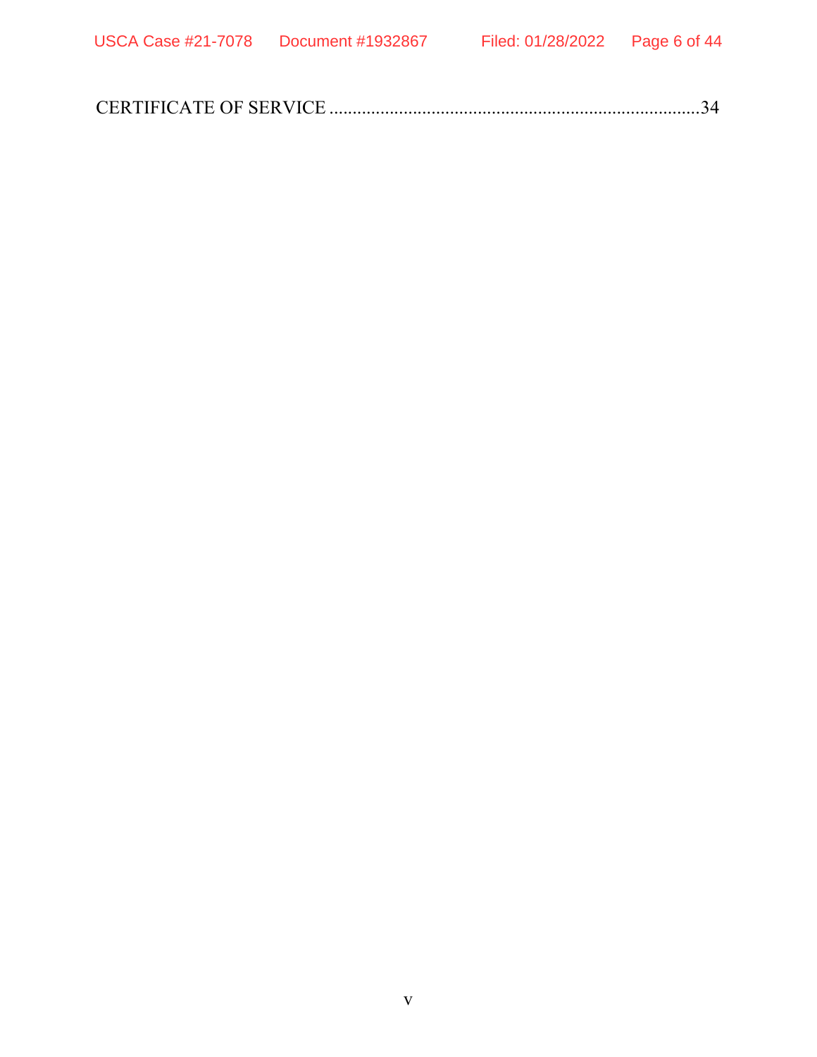CERTIFICATE OF SERVICE ..............................................................................34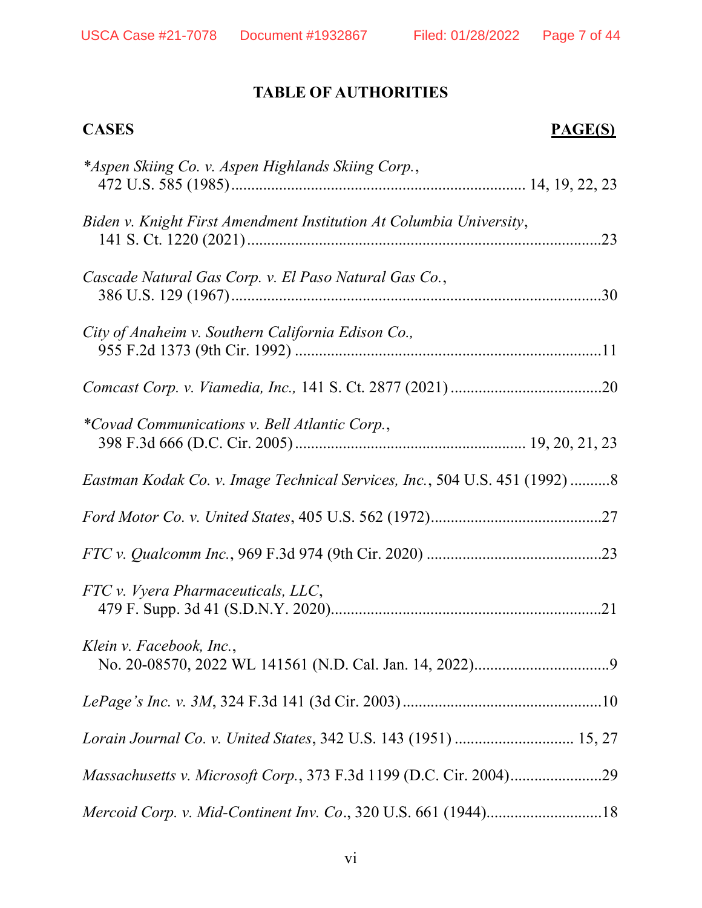## TABLE OF AUTHORITIES

| CASES | PAGE(S) |
|---|---|
| **Aspen Skiing Co. v. Aspen Highlands Skiing Corp.*, 472 U.S. 585 (1985) | 14, 19, 22, 23 |
| *Biden v. Knight First Amendment Institution At Columbia University*, 141 S. Ct. 1220 (2021) | 23 |
| *Cascade Natural Gas Corp. v. El Paso Natural Gas Co.*, 386 U.S. 129 (1967) | 30 |
| *City of Anaheim v. Southern California Edison Co.*, 955 F.2d 1373 (9th Cir. 1992) | 11 |
| *Comcast Corp. v. Viamedia, Inc.*, 141 S. Ct. 2877 (2021) | 20 |
| **Covad Communications v. Bell Atlantic Corp.*, 398 F.3d 666 (D.C. Cir. 2005) | 19, 20, 21, 23 |
| *Eastman Kodak Co. v. Image Technical Services, Inc.*, 504 U.S. 451 (1992) | 8 |
| *Ford Motor Co. v. United States*, 405 U.S. 562 (1972) | 27 |
| *FTC v. Qualcomm Inc.*, 969 F.3d 974 (9th Cir. 2020) | 23 |
| *FTC v. Vyera Pharmaceuticals, LLC*, 479 F. Supp. 3d 41 (S.D.N.Y. 2020) | 21 |
| *Klein v. Facebook, Inc.*, No. 20-08570, 2022 WL 141561 (N.D. Cal. Jan. 14, 2022) | 9 |
| *LePage's Inc. v. 3M*, 324 F.3d 141 (3d Cir. 2003) | 10 |
| *Lorain Journal Co. v. United States*, 342 U.S. 143 (1951) | 15, 27 |
| *Massachusetts v. Microsoft Corp.*, 373 F.3d 1199 (D.C. Cir. 2004) | 29 |
| *Mercoid Corp. v. Mid-Continent Inv. Co*., 320 U.S. 661 (1944) | 18 |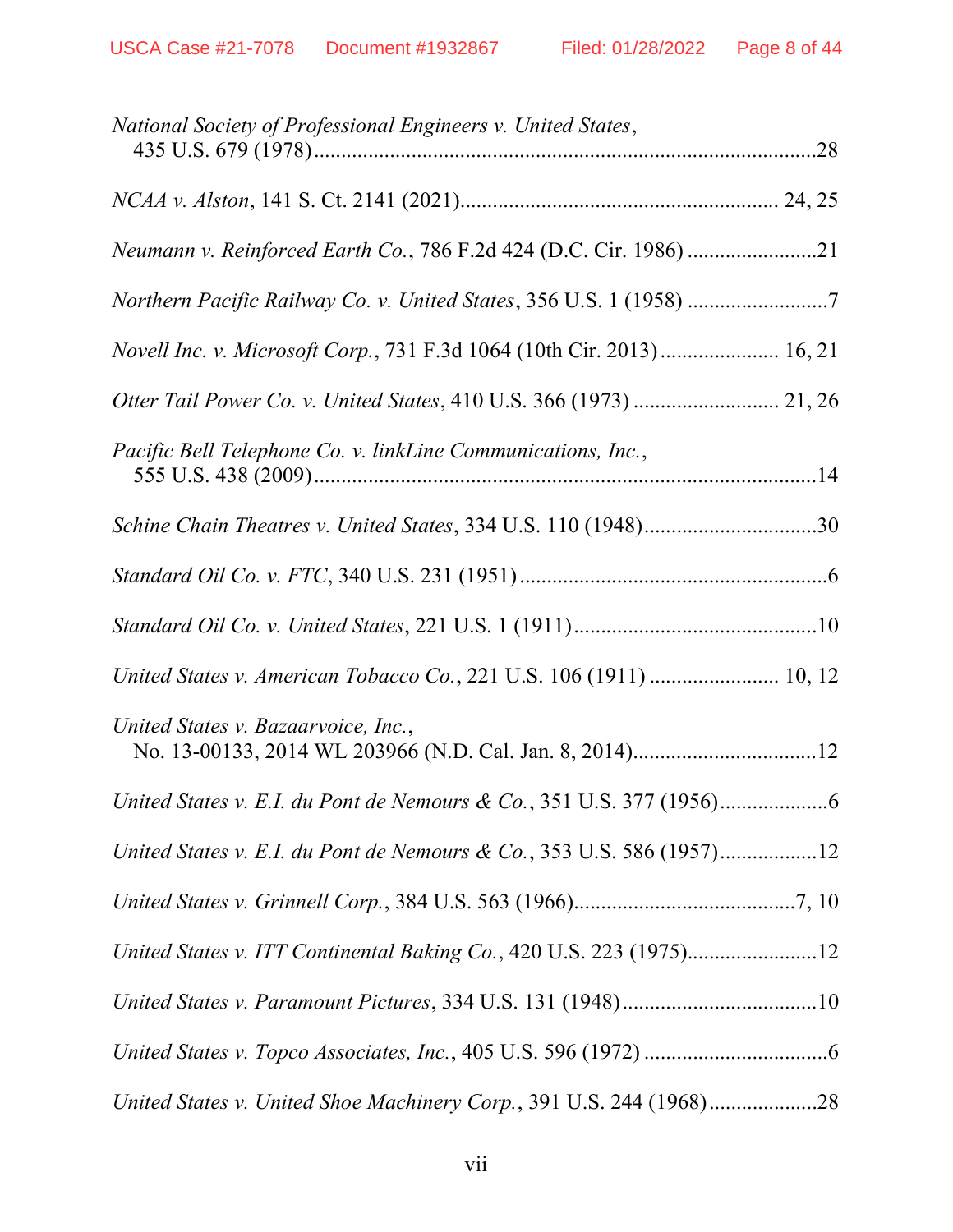*National Society of Professional Engineers v. United States*,
435 U.S. 679 (1978)....................................................................................28

*NCAA v. Alston*, 141 S. Ct. 2141 (2021)........................................................ 24, 25

*Neumann v. Reinforced Earth Co.*, 786 F.2d 424 (D.C. Cir. 1986) ........................21

*Northern Pacific Railway Co. v. United States*, 356 U.S. 1 (1958) ..........................7

*Novell Inc. v. Microsoft Corp.*, 731 F.3d 1064 (10th Cir. 2013)...................... 16, 21

*Otter Tail Power Co. v. United States*, 410 U.S. 366 (1973) .......................... 21, 26

*Pacific Bell Telephone Co. v. linkLine Communications, Inc.*,
555 U.S. 438 (2009)....................................................................................14

*Schine Chain Theatres v. United States*, 334 U.S. 110 (1948)................................30

*Standard Oil Co. v. FTC*, 340 U.S. 231 (1951) ........................................................6

*Standard Oil Co. v. United States*, 221 U.S. 1 (1911).............................................10

*United States v. American Tobacco Co.*, 221 U.S. 106 (1911) ........................ 10, 12

*United States v. Bazaarvoice, Inc.*,
No. 13-00133, 2014 WL 203966 (N.D. Cal. Jan. 8, 2014)..................................12

*United States v. E.I. du Pont de Nemours & Co.*, 351 U.S. 377 (1956)....................6

*United States v. E.I. du Pont de Nemours & Co.*, 353 U.S. 586 (1957)..................12

*United States v. Grinnell Corp.*, 384 U.S. 563 (1966).........................................7, 10

*United States v. ITT Continental Baking Co.*, 420 U.S. 223 (1975)........................12

*United States v. Paramount Pictures*, 334 U.S. 131 (1948) ....................................10

*United States v. Topco Associates, Inc.*, 405 U.S. 596 (1972) ..................................6

*United States v. United Shoe Machinery Corp.*, 391 U.S. 244 (1968)....................28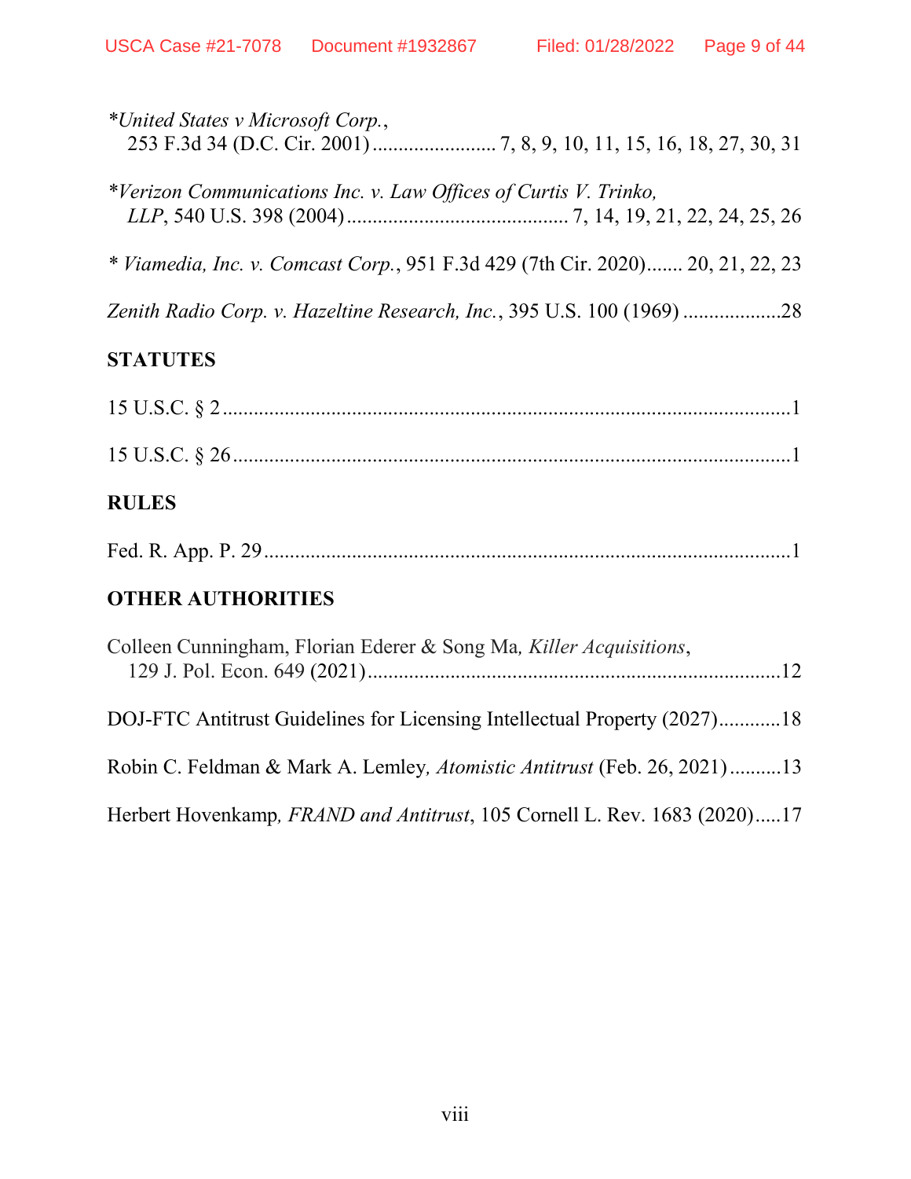\**United States v Microsoft Corp.*,
253 F.3d 34 (D.C. Cir. 2001) ........................ 7, 8, 9, 10, 11, 15, 16, 18, 27, 30, 31

\**Verizon Communications Inc. v. Law Offices of Curtis V. Trinko, LLP*, 540 U.S. 398 (2004) .......................................... 7, 14, 19, 21, 22, 24, 25, 26

\* *Viamedia, Inc. v. Comcast Corp.*, 951 F.3d 429 (7th Cir. 2020)....... 20, 21, 22, 23

*Zenith Radio Corp. v. Hazeltine Research, Inc.*, 395 U.S. 100 (1969) ..................28

## STATUTES

15 U.S.C. § 2 .............................................................................................................1

15 U.S.C. § 26 ...........................................................................................................1

## RULES

Fed. R. App. P. 29 .....................................................................................................1

## OTHER AUTHORITIES

Colleen Cunningham, Florian Ederer & Song Ma, *Killer Acquisitions*, 129 J. Pol. Econ. 649 (2021) ...............................................................................12

DOJ-FTC Antitrust Guidelines for Licensing Intellectual Property (2027)............18

Robin C. Feldman & Mark A. Lemley, *Atomistic Antitrust* (Feb. 26, 2021) ..........13

Herbert Hovenkamp, *FRAND and Antitrust*, 105 Cornell L. Rev. 1683 (2020).....17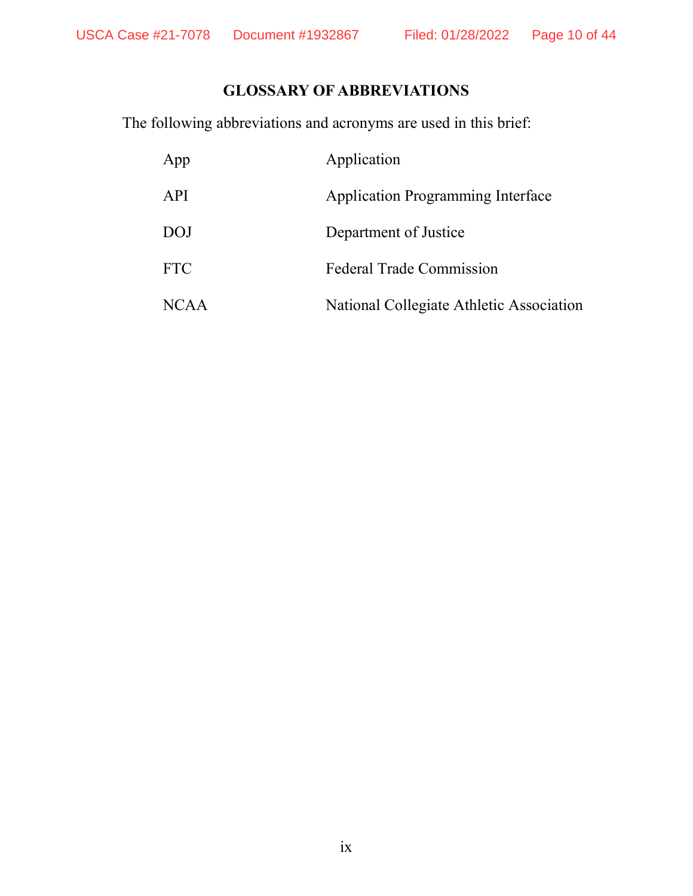## GLOSSARY OF ABBREVIATIONS

The following abbreviations and acronyms are used in this brief:

| | |
|---|---|
| App | Application |
| API | Application Programming Interface |
| DOJ | Department of Justice |
| FTC | Federal Trade Commission |
| NCAA | National Collegiate Athletic Association |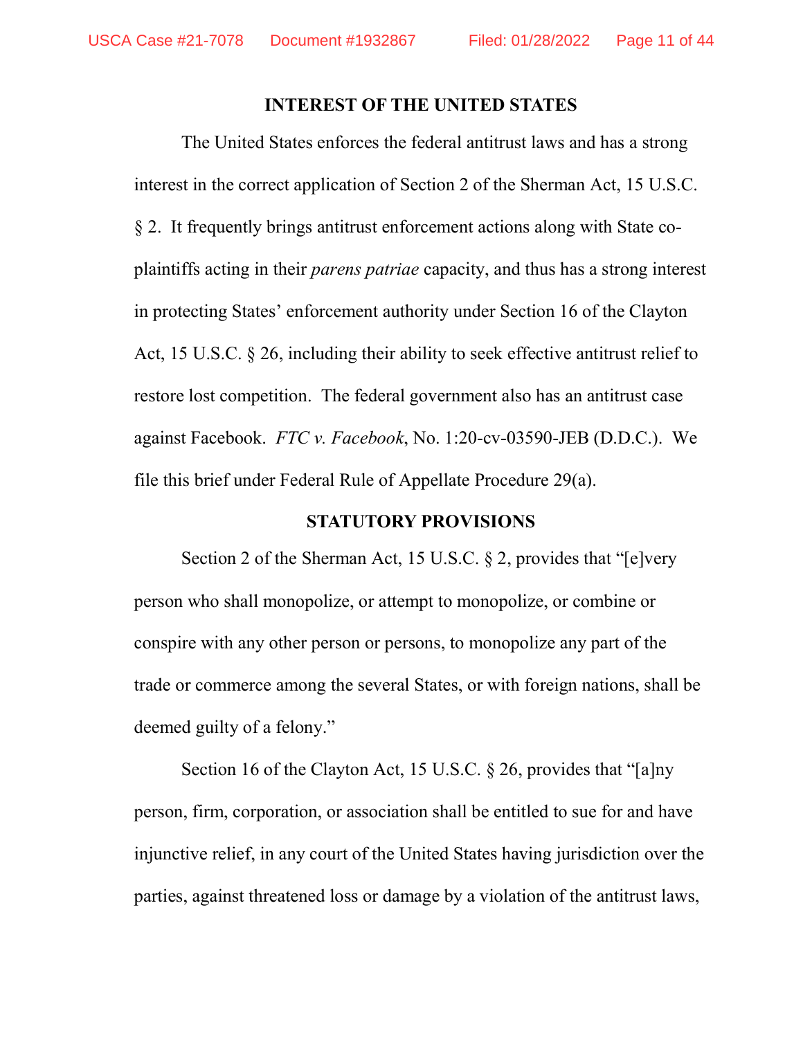## INTEREST OF THE UNITED STATES

The United States enforces the federal antitrust laws and has a strong interest in the correct application of Section 2 of the Sherman Act, 15 U.S.C. § 2. It frequently brings antitrust enforcement actions along with State co-plaintiffs acting in their *parens patriae* capacity, and thus has a strong interest in protecting States' enforcement authority under Section 16 of the Clayton Act, 15 U.S.C. § 26, including their ability to seek effective antitrust relief to restore lost competition. The federal government also has an antitrust case against Facebook. *FTC v. Facebook*, No. 1:20-cv-03590-JEB (D.D.C.). We file this brief under Federal Rule of Appellate Procedure 29(a).

## STATUTORY PROVISIONS

Section 2 of the Sherman Act, 15 U.S.C. § 2, provides that "[e]very person who shall monopolize, or attempt to monopolize, or combine or conspire with any other person or persons, to monopolize any part of the trade or commerce among the several States, or with foreign nations, shall be deemed guilty of a felony."

Section 16 of the Clayton Act, 15 U.S.C. § 26, provides that "[a]ny person, firm, corporation, or association shall be entitled to sue for and have injunctive relief, in any court of the United States having jurisdiction over the parties, against threatened loss or damage by a violation of the antitrust laws,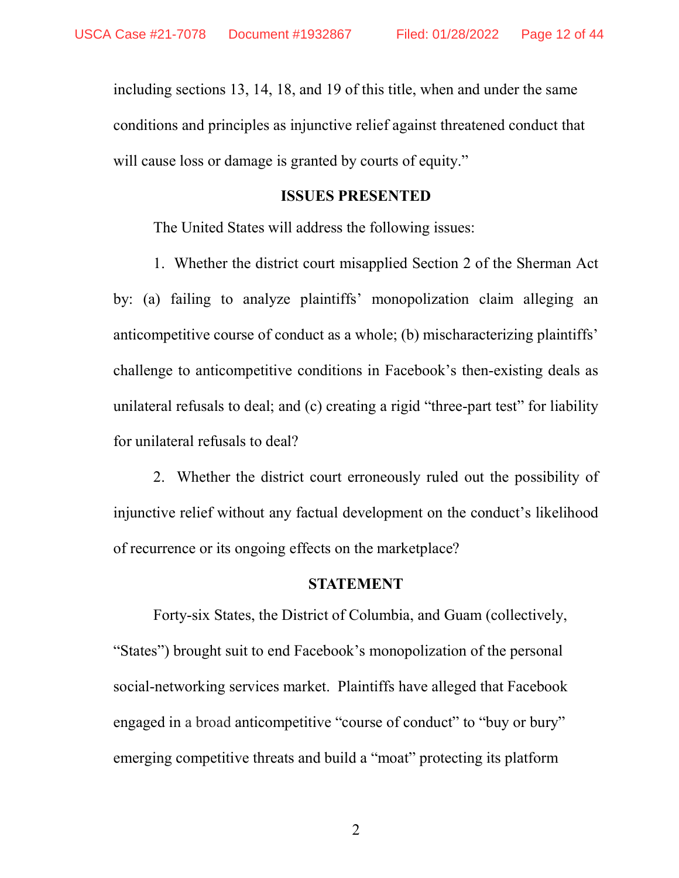including sections 13, 14, 18, and 19 of this title, when and under the same conditions and principles as injunctive relief against threatened conduct that will cause loss or damage is granted by courts of equity."

## ISSUES PRESENTED

The United States will address the following issues:

1. Whether the district court misapplied Section 2 of the Sherman Act by: (a) failing to analyze plaintiffs' monopolization claim alleging an anticompetitive course of conduct as a whole; (b) mischaracterizing plaintiffs' challenge to anticompetitive conditions in Facebook's then-existing deals as unilateral refusals to deal; and (c) creating a rigid "three-part test" for liability for unilateral refusals to deal?

2. Whether the district court erroneously ruled out the possibility of injunctive relief without any factual development on the conduct's likelihood of recurrence or its ongoing effects on the marketplace?

## STATEMENT

Forty-six States, the District of Columbia, and Guam (collectively, "States") brought suit to end Facebook's monopolization of the personal social-networking services market. Plaintiffs have alleged that Facebook engaged in a broad anticompetitive "course of conduct" to "buy or bury" emerging competitive threats and build a "moat" protecting its platform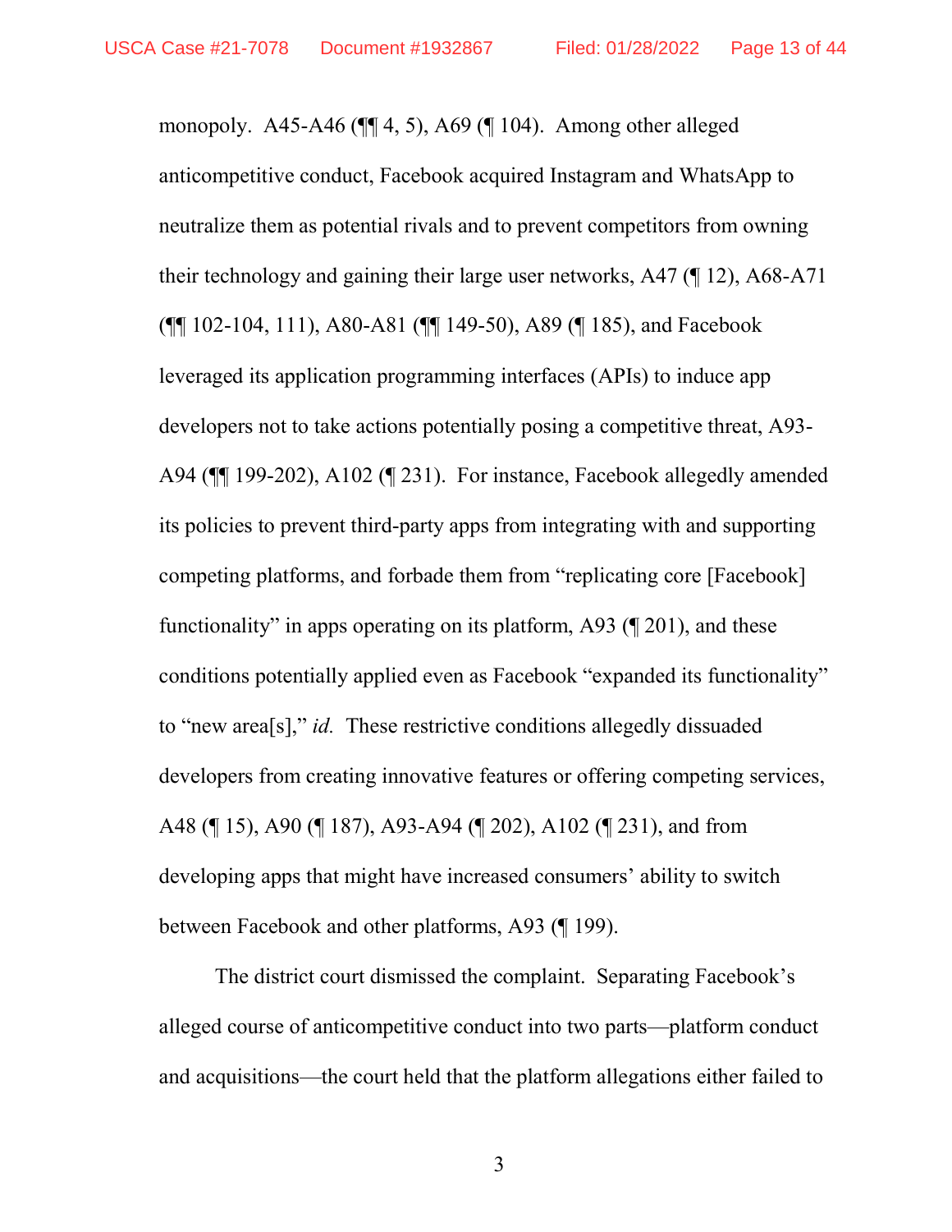monopoly. A45-A46 (¶¶ 4, 5), A69 (¶ 104). Among other alleged anticompetitive conduct, Facebook acquired Instagram and WhatsApp to neutralize them as potential rivals and to prevent competitors from owning their technology and gaining their large user networks, A47 (¶ 12), A68-A71 (¶¶ 102-104, 111), A80-A81 (¶¶ 149-50), A89 (¶ 185), and Facebook leveraged its application programming interfaces (APIs) to induce app developers not to take actions potentially posing a competitive threat, A93-A94 (¶¶ 199-202), A102 (¶ 231). For instance, Facebook allegedly amended its policies to prevent third-party apps from integrating with and supporting competing platforms, and forbade them from "replicating core [Facebook] functionality" in apps operating on its platform, A93 (¶ 201), and these conditions potentially applied even as Facebook "expanded its functionality" to "new area[s]," *id.* These restrictive conditions allegedly dissuaded developers from creating innovative features or offering competing services, A48 (¶ 15), A90 (¶ 187), A93-A94 (¶ 202), A102 (¶ 231), and from developing apps that might have increased consumers' ability to switch between Facebook and other platforms, A93 (¶ 199).

The district court dismissed the complaint. Separating Facebook's alleged course of anticompetitive conduct into two parts—platform conduct and acquisitions—the court held that the platform allegations either failed to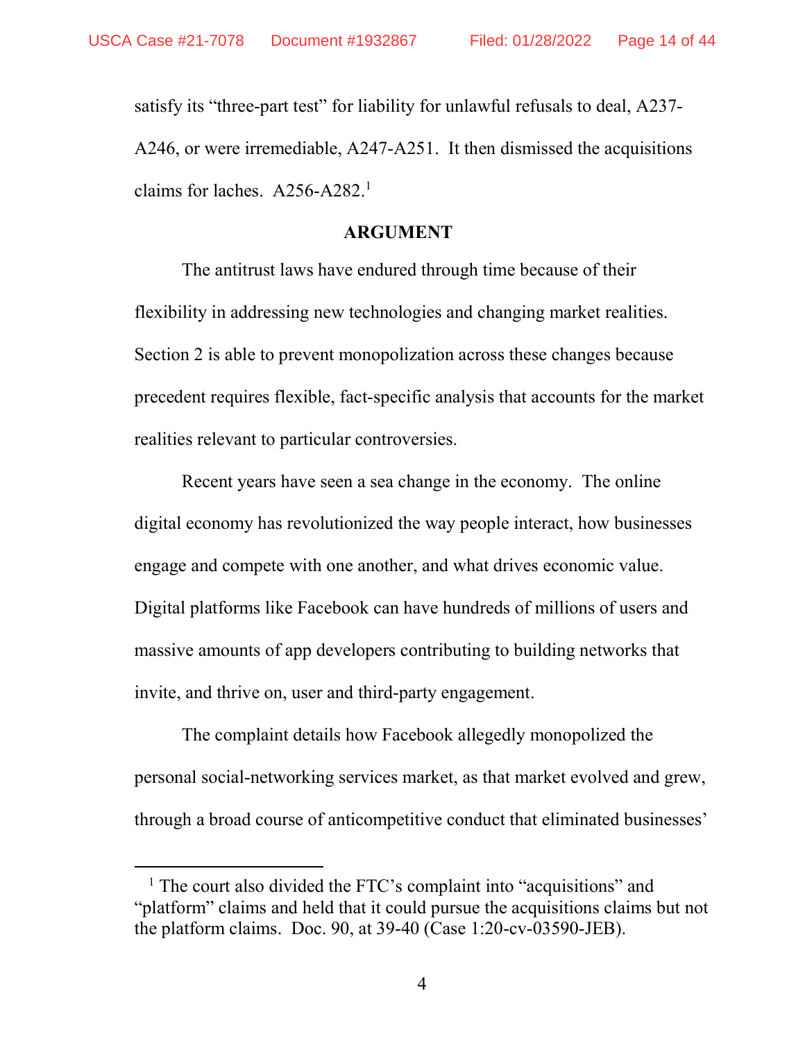satisfy its "three-part test" for liability for unlawful refusals to deal, A237-A246, or were irremediable, A247-A251. It then dismissed the acquisitions claims for laches. A256-A282.[1]

## ARGUMENT

The antitrust laws have endured through time because of their flexibility in addressing new technologies and changing market realities. Section 2 is able to prevent monopolization across these changes because precedent requires flexible, fact-specific analysis that accounts for the market realities relevant to particular controversies.

Recent years have seen a sea change in the economy. The online digital economy has revolutionized the way people interact, how businesses engage and compete with one another, and what drives economic value. Digital platforms like Facebook can have hundreds of millions of users and massive amounts of app developers contributing to building networks that invite, and thrive on, user and third-party engagement.

The complaint details how Facebook allegedly monopolized the personal social-networking services market, as that market evolved and grew, through a broad course of anticompetitive conduct that eliminated businesses'

---

[1] The court also divided the FTC's complaint into "acquisitions" and "platform" claims and held that it could pursue the acquisitions claims but not the platform claims. Doc. 90, at 39-40 (Case 1:20-cv-03590-JEB).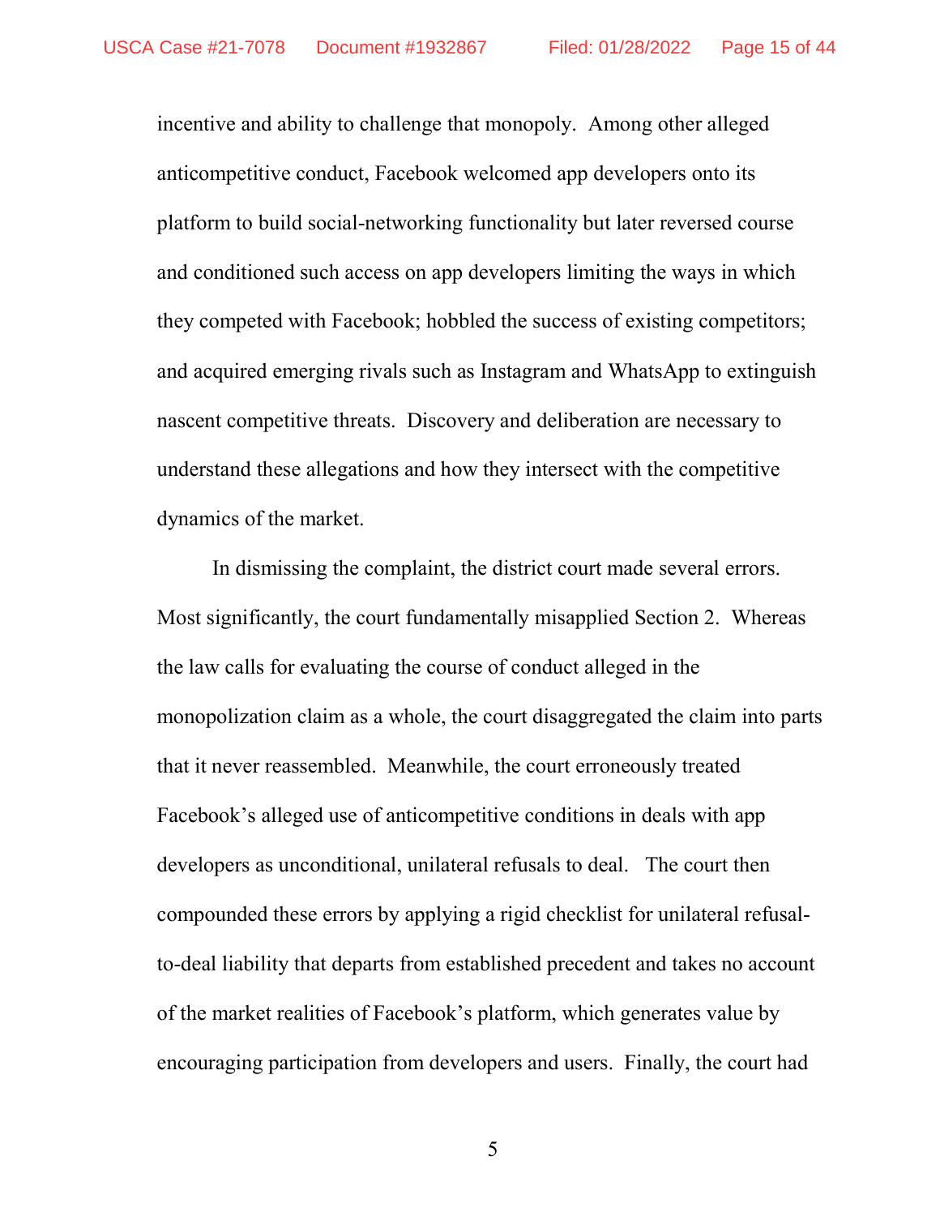incentive and ability to challenge that monopoly. Among other alleged anticompetitive conduct, Facebook welcomed app developers onto its platform to build social-networking functionality but later reversed course and conditioned such access on app developers limiting the ways in which they competed with Facebook; hobbled the success of existing competitors; and acquired emerging rivals such as Instagram and WhatsApp to extinguish nascent competitive threats. Discovery and deliberation are necessary to understand these allegations and how they intersect with the competitive dynamics of the market.

In dismissing the complaint, the district court made several errors. Most significantly, the court fundamentally misapplied Section 2. Whereas the law calls for evaluating the course of conduct alleged in the monopolization claim as a whole, the court disaggregated the claim into parts that it never reassembled. Meanwhile, the court erroneously treated Facebook's alleged use of anticompetitive conditions in deals with app developers as unconditional, unilateral refusals to deal. The court then compounded these errors by applying a rigid checklist for unilateral refusal-to-deal liability that departs from established precedent and takes no account of the market realities of Facebook's platform, which generates value by encouraging participation from developers and users. Finally, the court had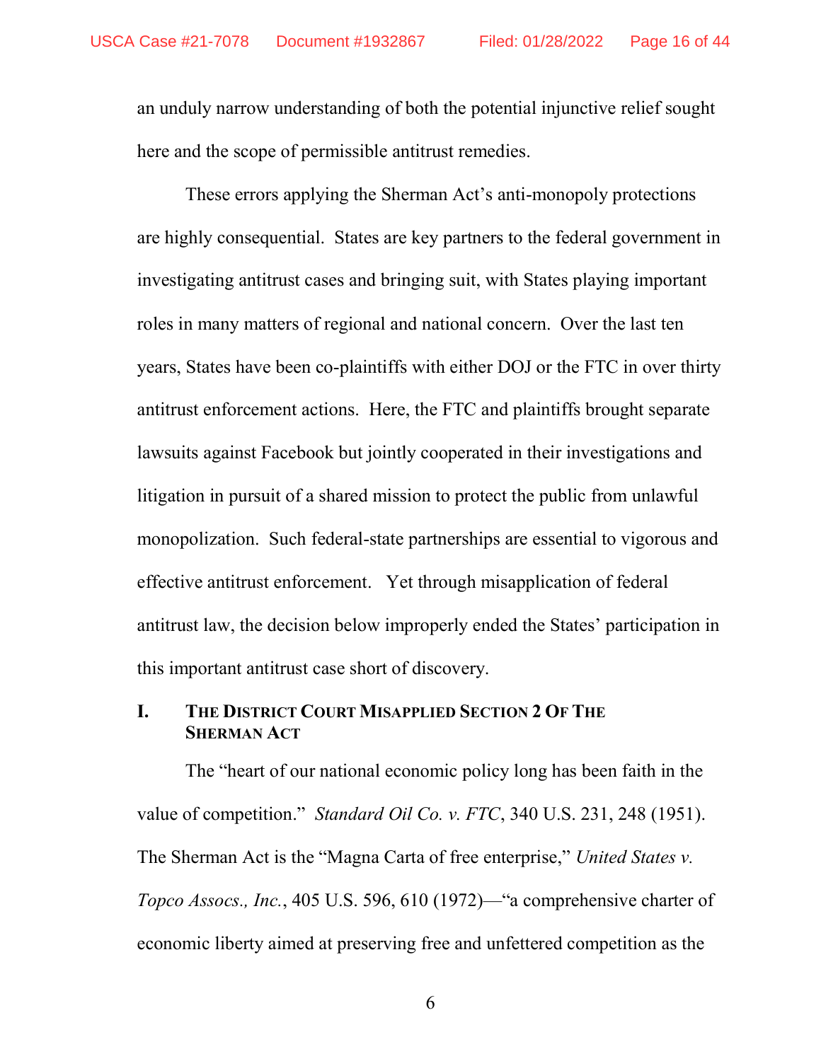an unduly narrow understanding of both the potential injunctive relief sought here and the scope of permissible antitrust remedies.

These errors applying the Sherman Act's anti-monopoly protections are highly consequential. States are key partners to the federal government in investigating antitrust cases and bringing suit, with States playing important roles in many matters of regional and national concern. Over the last ten years, States have been co-plaintiffs with either DOJ or the FTC in over thirty antitrust enforcement actions. Here, the FTC and plaintiffs brought separate lawsuits against Facebook but jointly cooperated in their investigations and litigation in pursuit of a shared mission to protect the public from unlawful monopolization. Such federal-state partnerships are essential to vigorous and effective antitrust enforcement. Yet through misapplication of federal antitrust law, the decision below improperly ended the States' participation in this important antitrust case short of discovery.

## I. The District Court Misapplied Section 2 Of The Sherman Act

The "heart of our national economic policy long has been faith in the value of competition." *Standard Oil Co. v. FTC*, 340 U.S. 231, 248 (1951). The Sherman Act is the "Magna Carta of free enterprise," *United States v. Topco Assocs., Inc.*, 405 U.S. 596, 610 (1972)—"a comprehensive charter of economic liberty aimed at preserving free and unfettered competition as the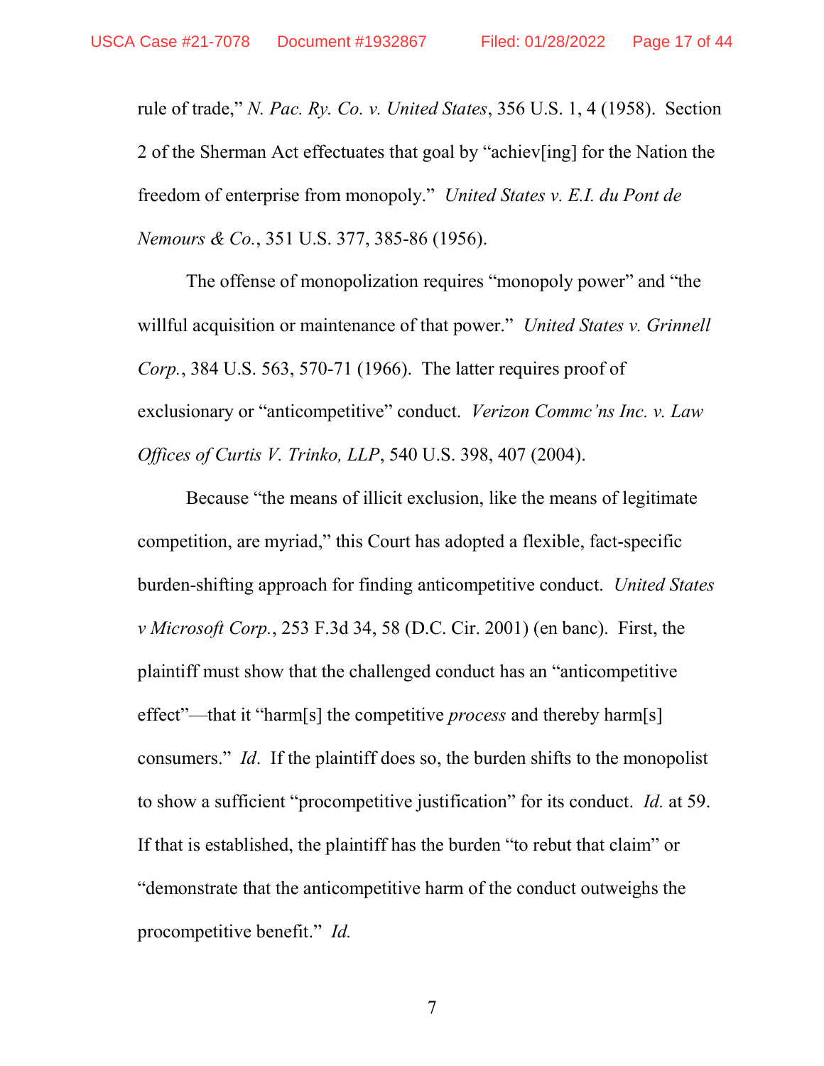rule of trade," *N. Pac. Ry. Co. v. United States*, 356 U.S. 1, 4 (1958). Section 2 of the Sherman Act effectuates that goal by "achiev[ing] for the Nation the freedom of enterprise from monopoly." *United States v. E.I. du Pont de Nemours & Co.*, 351 U.S. 377, 385-86 (1956).

The offense of monopolization requires "monopoly power" and "the willful acquisition or maintenance of that power." *United States v. Grinnell Corp.*, 384 U.S. 563, 570-71 (1966). The latter requires proof of exclusionary or "anticompetitive" conduct. *Verizon Commc'ns Inc. v. Law Offices of Curtis V. Trinko, LLP*, 540 U.S. 398, 407 (2004).

Because "the means of illicit exclusion, like the means of legitimate competition, are myriad," this Court has adopted a flexible, fact-specific burden-shifting approach for finding anticompetitive conduct. *United States v Microsoft Corp.*, 253 F.3d 34, 58 (D.C. Cir. 2001) (en banc). First, the plaintiff must show that the challenged conduct has an "anticompetitive effect"—that it "harm[s] the competitive *process* and thereby harm[s] consumers." *Id*. If the plaintiff does so, the burden shifts to the monopolist to show a sufficient "procompetitive justification" for its conduct. *Id.* at 59. If that is established, the plaintiff has the burden "to rebut that claim" or "demonstrate that the anticompetitive harm of the conduct outweighs the procompetitive benefit." *Id.*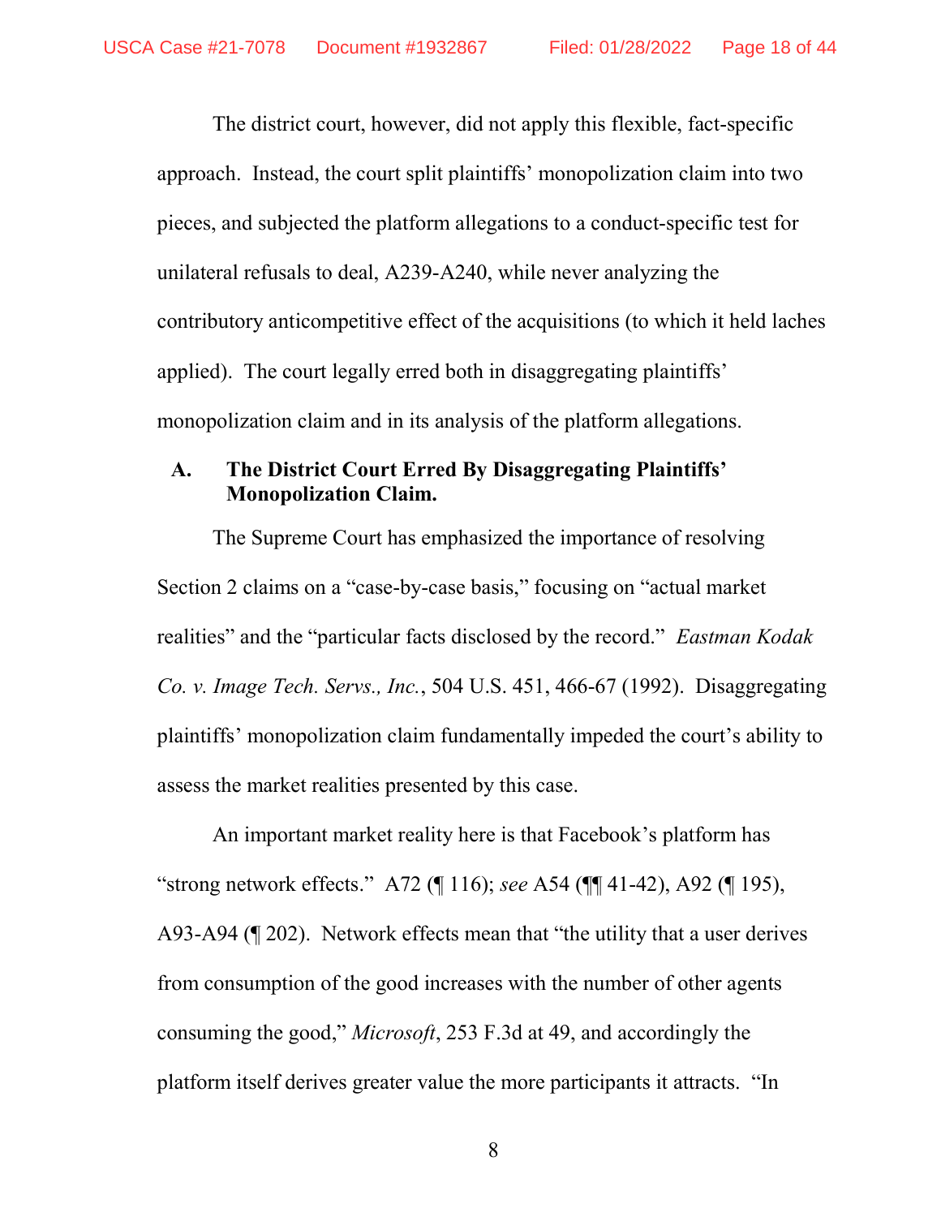The district court, however, did not apply this flexible, fact-specific approach. Instead, the court split plaintiffs' monopolization claim into two pieces, and subjected the platform allegations to a conduct-specific test for unilateral refusals to deal, A239-A240, while never analyzing the contributory anticompetitive effect of the acquisitions (to which it held laches applied). The court legally erred both in disaggregating plaintiffs' monopolization claim and in its analysis of the platform allegations.

### A. The District Court Erred By Disaggregating Plaintiffs' Monopolization Claim.

The Supreme Court has emphasized the importance of resolving Section 2 claims on a "case-by-case basis," focusing on "actual market realities" and the "particular facts disclosed by the record." *Eastman Kodak Co. v. Image Tech. Servs., Inc.*, 504 U.S. 451, 466-67 (1992). Disaggregating plaintiffs' monopolization claim fundamentally impeded the court's ability to assess the market realities presented by this case.

An important market reality here is that Facebook's platform has "strong network effects." A72 (¶ 116); *see* A54 (¶¶ 41-42), A92 (¶ 195), A93-A94 (¶ 202). Network effects mean that "the utility that a user derives from consumption of the good increases with the number of other agents consuming the good," *Microsoft*, 253 F.3d at 49, and accordingly the platform itself derives greater value the more participants it attracts. "In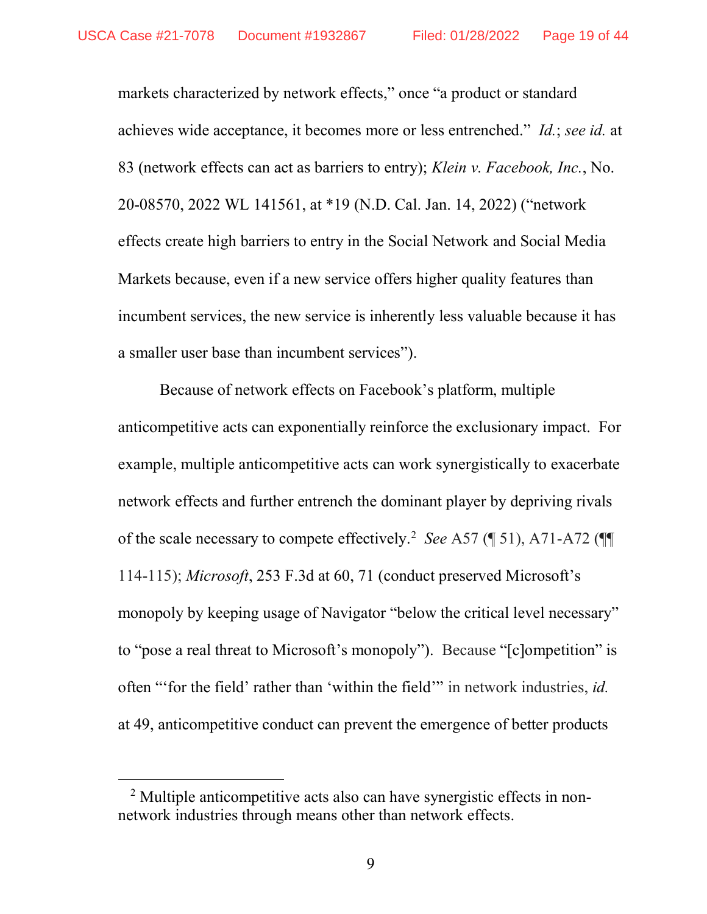markets characterized by network effects," once "a product or standard achieves wide acceptance, it becomes more or less entrenched." *Id.*; *see id.* at 83 (network effects can act as barriers to entry); *Klein v. Facebook, Inc.*, No. 20-08570, 2022 WL 141561, at *19 (N.D. Cal. Jan. 14, 2022) ("network effects create high barriers to entry in the Social Network and Social Media Markets because, even if a new service offers higher quality features than incumbent services, the new service is inherently less valuable because it has a smaller user base than incumbent services").

Because of network effects on Facebook's platform, multiple anticompetitive acts can exponentially reinforce the exclusionary impact. For example, multiple anticompetitive acts can work synergistically to exacerbate network effects and further entrench the dominant player by depriving rivals of the scale necessary to compete effectively.[2] *See* A57 (¶ 51), A71-A72 (¶¶ 114-115); *Microsoft*, 253 F.3d at 60, 71 (conduct preserved Microsoft's monopoly by keeping usage of Navigator "below the critical level necessary" to "pose a real threat to Microsoft's monopoly"). Because "[c]ompetition" is often "'for the field' rather than 'within the field'" in network industries, *id.* at 49, anticompetitive conduct can prevent the emergence of better products

[2] Multiple anticompetitive acts also can have synergistic effects in non-network industries through means other than network effects.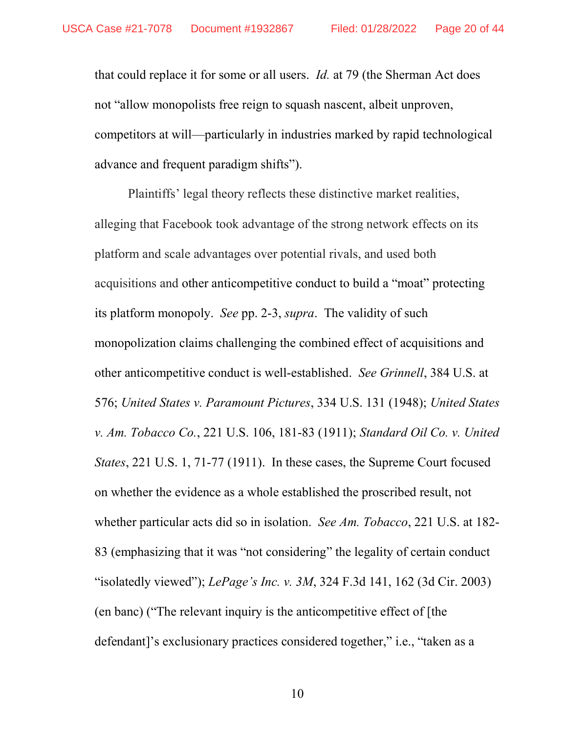that could replace it for some or all users. *Id.* at 79 (the Sherman Act does not "allow monopolists free reign to squash nascent, albeit unproven, competitors at will—particularly in industries marked by rapid technological advance and frequent paradigm shifts").

Plaintiffs' legal theory reflects these distinctive market realities, alleging that Facebook took advantage of the strong network effects on its platform and scale advantages over potential rivals, and used both acquisitions and other anticompetitive conduct to build a "moat" protecting its platform monopoly. *See* pp. 2-3, *supra*. The validity of such monopolization claims challenging the combined effect of acquisitions and other anticompetitive conduct is well-established. *See Grinnell*, 384 U.S. at 576; *United States v. Paramount Pictures*, 334 U.S. 131 (1948); *United States v. Am. Tobacco Co.*, 221 U.S. 106, 181-83 (1911); *Standard Oil Co. v. United States*, 221 U.S. 1, 71-77 (1911). In these cases, the Supreme Court focused on whether the evidence as a whole established the proscribed result, not whether particular acts did so in isolation. *See Am. Tobacco*, 221 U.S. at 182-83 (emphasizing that it was "not considering" the legality of certain conduct "isolatedly viewed"); *LePage's Inc. v. 3M*, 324 F.3d 141, 162 (3d Cir. 2003) (en banc) ("The relevant inquiry is the anticompetitive effect of [the defendant]'s exclusionary practices considered together," i.e., "taken as a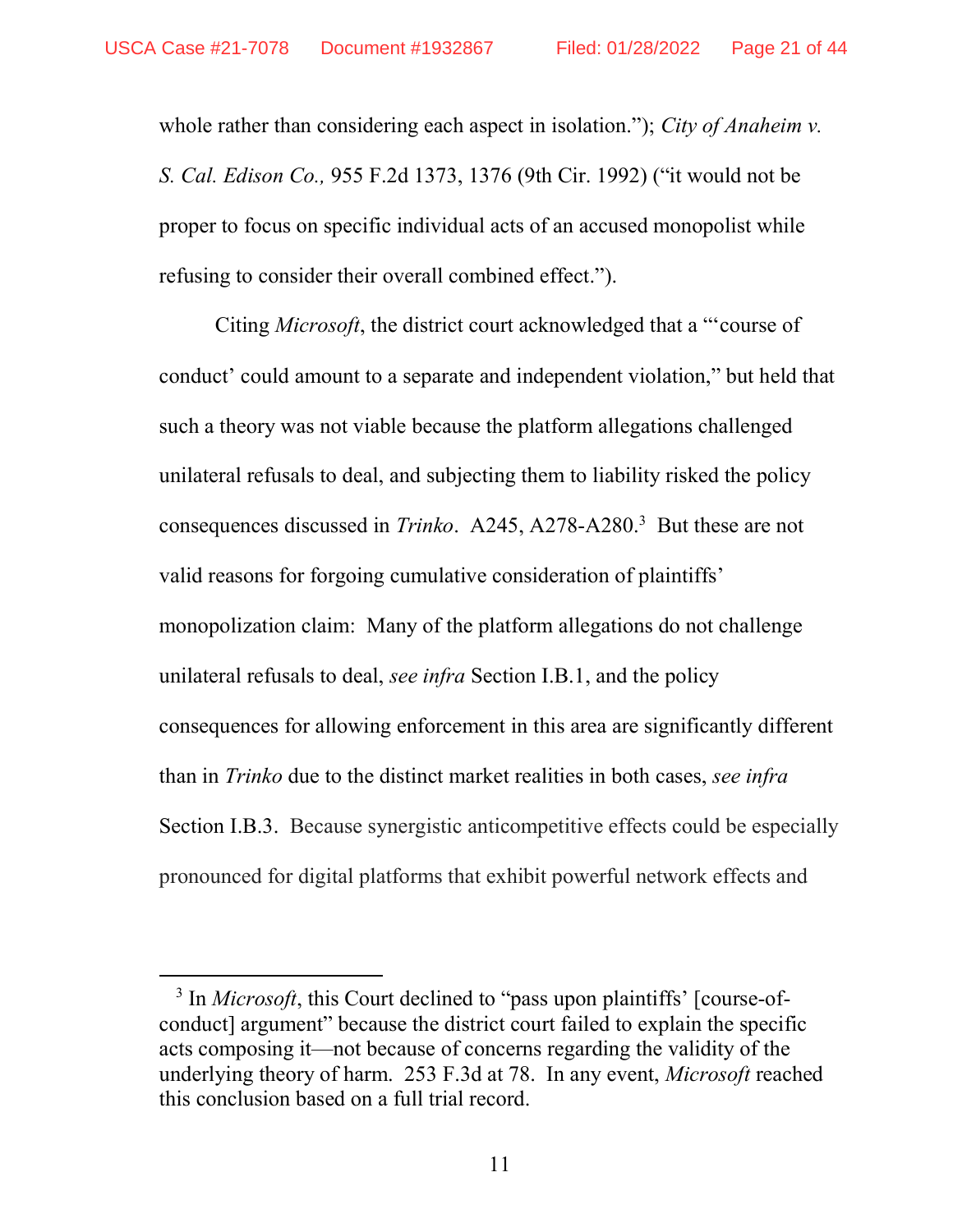whole rather than considering each aspect in isolation."); *City of Anaheim v. S. Cal. Edison Co.,* 955 F.2d 1373, 1376 (9th Cir. 1992) ("it would not be proper to focus on specific individual acts of an accused monopolist while refusing to consider their overall combined effect.").

Citing *Microsoft*, the district court acknowledged that a "'course of conduct' could amount to a separate and independent violation," but held that such a theory was not viable because the platform allegations challenged unilateral refusals to deal, and subjecting them to liability risked the policy consequences discussed in *Trinko*. A245, A278-A280.[3] But these are not valid reasons for forgoing cumulative consideration of plaintiffs' monopolization claim: Many of the platform allegations do not challenge unilateral refusals to deal, *see infra* Section I.B.1, and the policy consequences for allowing enforcement in this area are significantly different than in *Trinko* due to the distinct market realities in both cases, *see infra* Section I.B.3. Because synergistic anticompetitive effects could be especially pronounced for digital platforms that exhibit powerful network effects and

[3] In *Microsoft*, this Court declined to "pass upon plaintiffs' [course-of-conduct] argument" because the district court failed to explain the specific acts composing it—not because of concerns regarding the validity of the underlying theory of harm. 253 F.3d at 78. In any event, *Microsoft* reached this conclusion based on a full trial record.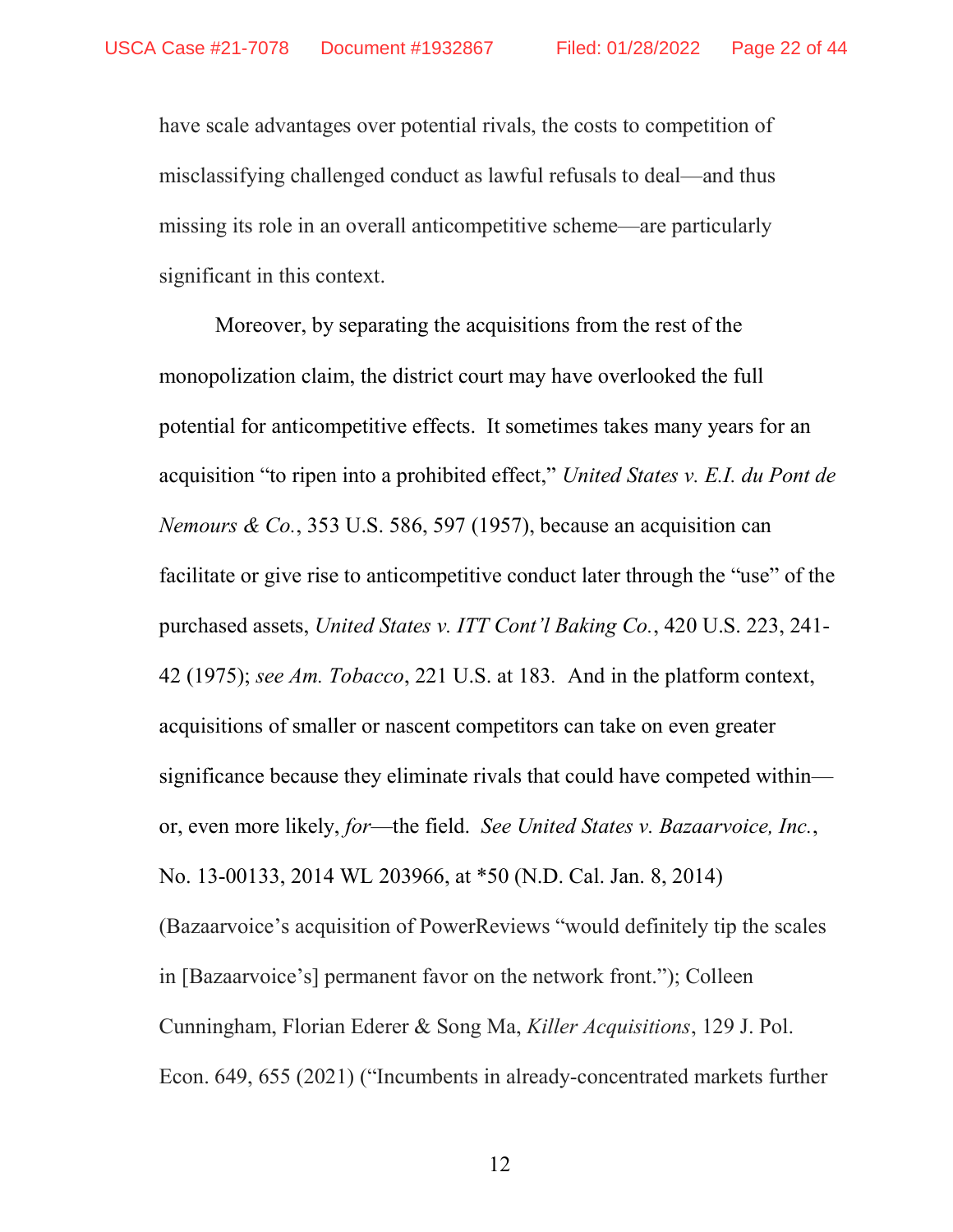have scale advantages over potential rivals, the costs to competition of misclassifying challenged conduct as lawful refusals to deal—and thus missing its role in an overall anticompetitive scheme—are particularly significant in this context.

Moreover, by separating the acquisitions from the rest of the monopolization claim, the district court may have overlooked the full potential for anticompetitive effects. It sometimes takes many years for an acquisition "to ripen into a prohibited effect," *United States v. E.I. du Pont de Nemours & Co.*, 353 U.S. 586, 597 (1957), because an acquisition can facilitate or give rise to anticompetitive conduct later through the "use" of the purchased assets, *United States v. ITT Cont'l Baking Co.*, 420 U.S. 223, 241-42 (1975); *see Am. Tobacco*, 221 U.S. at 183. And in the platform context, acquisitions of smaller or nascent competitors can take on even greater significance because they eliminate rivals that could have competed within—or, even more likely, *for*—the field. *See United States v. Bazaarvoice, Inc.*, No. 13-00133, 2014 WL 203966, at *50 (N.D. Cal. Jan. 8, 2014) (Bazaarvoice's acquisition of PowerReviews "would definitely tip the scales in [Bazaarvoice's] permanent favor on the network front."); Colleen Cunningham, Florian Ederer & Song Ma, *Killer Acquisitions*, 129 J. Pol. Econ. 649, 655 (2021) ("Incumbents in already-concentrated markets further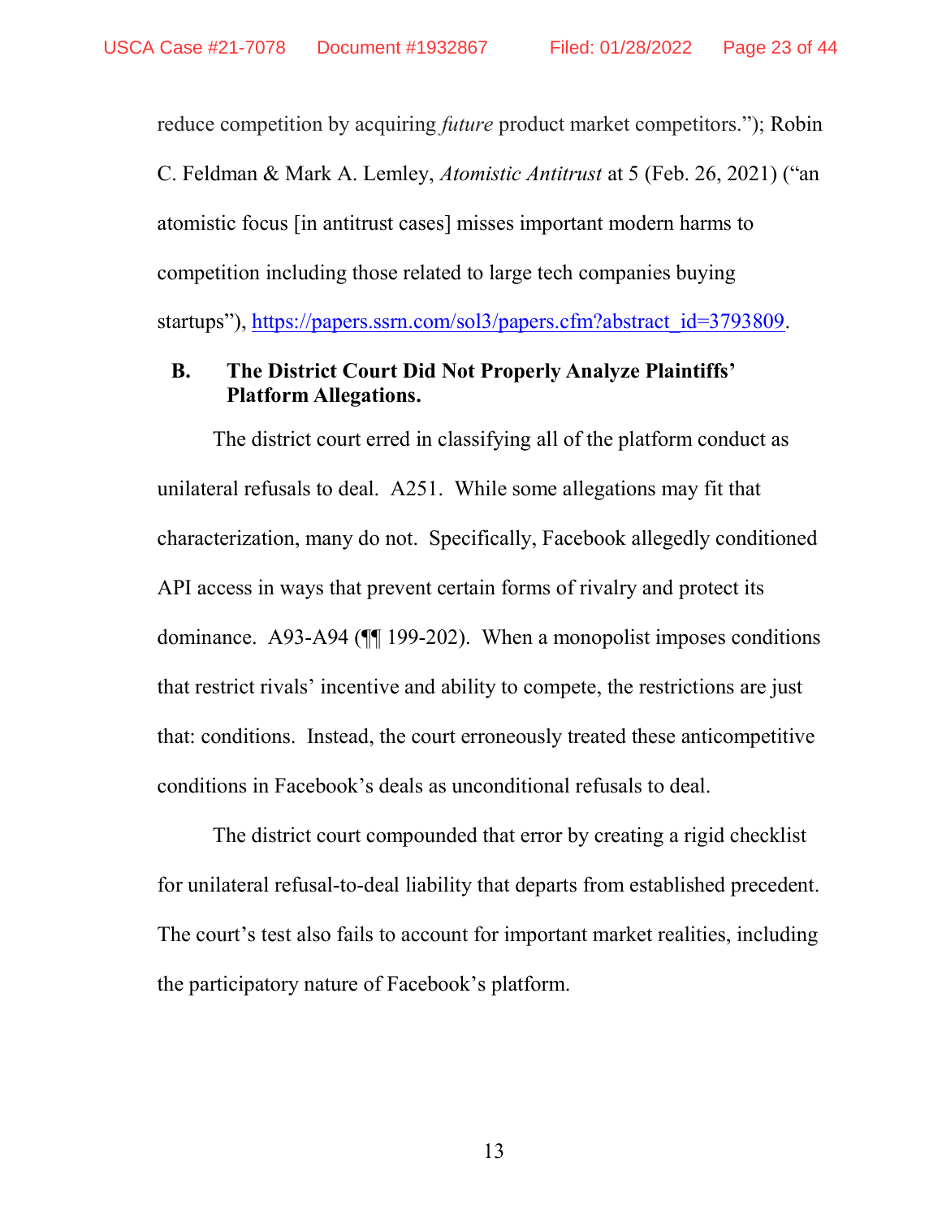reduce competition by acquiring *future* product market competitors."); Robin C. Feldman & Mark A. Lemley, *Atomistic Antitrust* at 5 (Feb. 26, 2021) ("an atomistic focus [in antitrust cases] misses important modern harms to competition including those related to large tech companies buying startups"), https://papers.ssrn.com/sol3/papers.cfm?abstract_id=3793809.

### B. The District Court Did Not Properly Analyze Plaintiffs' Platform Allegations.

The district court erred in classifying all of the platform conduct as unilateral refusals to deal. A251. While some allegations may fit that characterization, many do not. Specifically, Facebook allegedly conditioned API access in ways that prevent certain forms of rivalry and protect its dominance. A93-A94 (¶¶ 199-202). When a monopolist imposes conditions that restrict rivals' incentive and ability to compete, the restrictions are just that: conditions. Instead, the court erroneously treated these anticompetitive conditions in Facebook's deals as unconditional refusals to deal.

The district court compounded that error by creating a rigid checklist for unilateral refusal-to-deal liability that departs from established precedent. The court's test also fails to account for important market realities, including the participatory nature of Facebook's platform.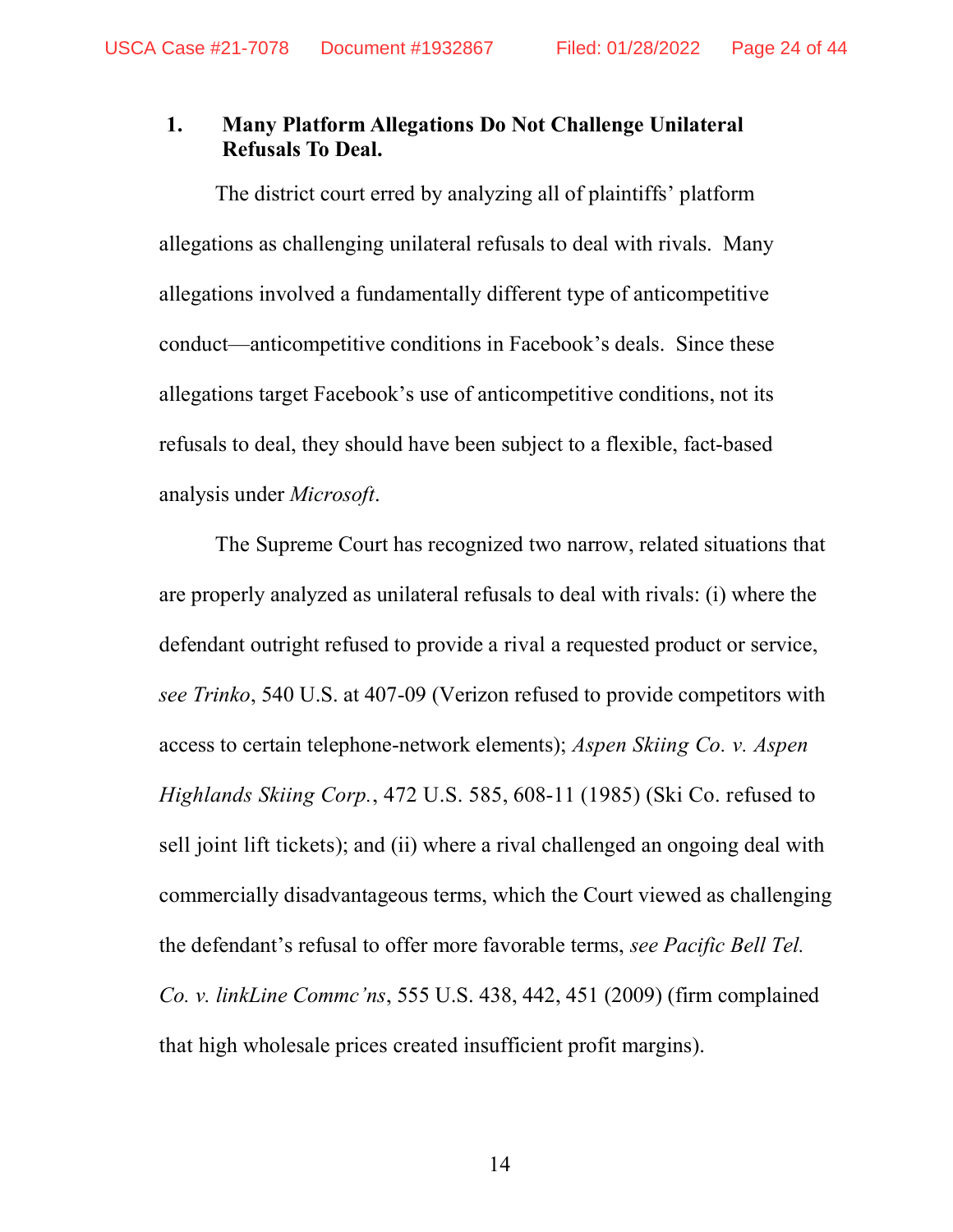### 1. Many Platform Allegations Do Not Challenge Unilateral Refusals To Deal.

The district court erred by analyzing all of plaintiffs' platform allegations as challenging unilateral refusals to deal with rivals. Many allegations involved a fundamentally different type of anticompetitive conduct—anticompetitive conditions in Facebook's deals. Since these allegations target Facebook's use of anticompetitive conditions, not its refusals to deal, they should have been subject to a flexible, fact-based analysis under *Microsoft*.

The Supreme Court has recognized two narrow, related situations that are properly analyzed as unilateral refusals to deal with rivals: (i) where the defendant outright refused to provide a rival a requested product or service, *see Trinko*, 540 U.S. at 407-09 (Verizon refused to provide competitors with access to certain telephone-network elements); *Aspen Skiing Co. v. Aspen Highlands Skiing Corp.*, 472 U.S. 585, 608-11 (1985) (Ski Co. refused to sell joint lift tickets); and (ii) where a rival challenged an ongoing deal with commercially disadvantageous terms, which the Court viewed as challenging the defendant's refusal to offer more favorable terms, *see Pacific Bell Tel. Co. v. linkLine Commc'ns*, 555 U.S. 438, 442, 451 (2009) (firm complained that high wholesale prices created insufficient profit margins).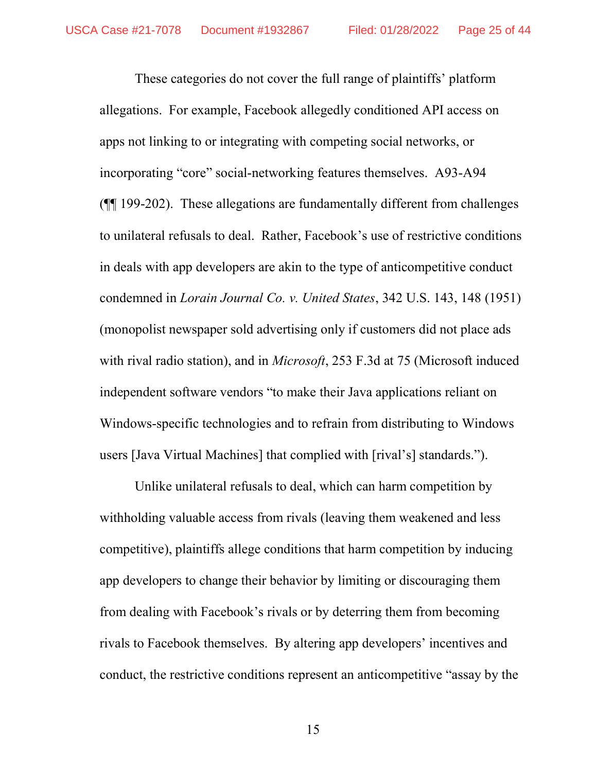These categories do not cover the full range of plaintiffs' platform allegations. For example, Facebook allegedly conditioned API access on apps not linking to or integrating with competing social networks, or incorporating "core" social-networking features themselves. A93-A94 (¶¶ 199-202). These allegations are fundamentally different from challenges to unilateral refusals to deal. Rather, Facebook's use of restrictive conditions in deals with app developers are akin to the type of anticompetitive conduct condemned in *Lorain Journal Co. v. United States*, 342 U.S. 143, 148 (1951) (monopolist newspaper sold advertising only if customers did not place ads with rival radio station), and in *Microsoft*, 253 F.3d at 75 (Microsoft induced independent software vendors "to make their Java applications reliant on Windows-specific technologies and to refrain from distributing to Windows users [Java Virtual Machines] that complied with [rival's] standards.").

Unlike unilateral refusals to deal, which can harm competition by withholding valuable access from rivals (leaving them weakened and less competitive), plaintiffs allege conditions that harm competition by inducing app developers to change their behavior by limiting or discouraging them from dealing with Facebook's rivals or by deterring them from becoming rivals to Facebook themselves. By altering app developers' incentives and conduct, the restrictive conditions represent an anticompetitive "assay by the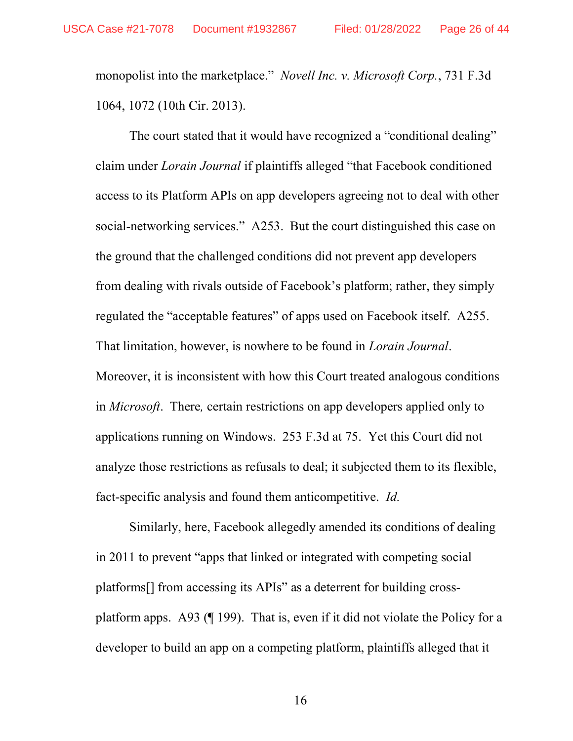monopolist into the marketplace." *Novell Inc. v. Microsoft Corp.*, 731 F.3d 1064, 1072 (10th Cir. 2013).

The court stated that it would have recognized a "conditional dealing" claim under *Lorain Journal* if plaintiffs alleged "that Facebook conditioned access to its Platform APIs on app developers agreeing not to deal with other social-networking services." A253. But the court distinguished this case on the ground that the challenged conditions did not prevent app developers from dealing with rivals outside of Facebook's platform; rather, they simply regulated the "acceptable features" of apps used on Facebook itself. A255. That limitation, however, is nowhere to be found in *Lorain Journal*. Moreover, it is inconsistent with how this Court treated analogous conditions in *Microsoft*. There*,* certain restrictions on app developers applied only to applications running on Windows. 253 F.3d at 75. Yet this Court did not analyze those restrictions as refusals to deal; it subjected them to its flexible, fact-specific analysis and found them anticompetitive. *Id.*

Similarly, here, Facebook allegedly amended its conditions of dealing in 2011 to prevent "apps that linked or integrated with competing social platforms[] from accessing its APIs" as a deterrent for building cross-platform apps. A93 (¶ 199). That is, even if it did not violate the Policy for a developer to build an app on a competing platform, plaintiffs alleged that it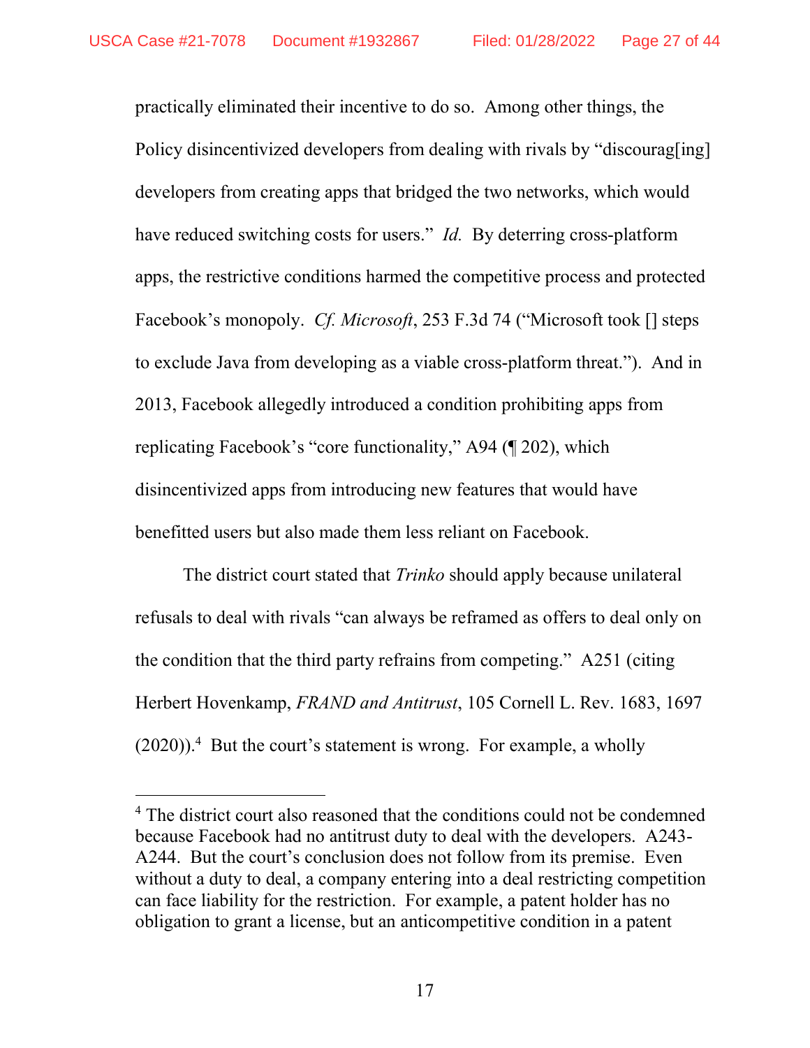practically eliminated their incentive to do so. Among other things, the Policy disincentivized developers from dealing with rivals by "discourag[ing] developers from creating apps that bridged the two networks, which would have reduced switching costs for users." *Id.* By deterring cross-platform apps, the restrictive conditions harmed the competitive process and protected Facebook's monopoly. *Cf. Microsoft*, 253 F.3d 74 ("Microsoft took [] steps to exclude Java from developing as a viable cross-platform threat."). And in 2013, Facebook allegedly introduced a condition prohibiting apps from replicating Facebook's "core functionality," A94 (¶ 202), which disincentivized apps from introducing new features that would have benefitted users but also made them less reliant on Facebook.

The district court stated that *Trinko* should apply because unilateral refusals to deal with rivals "can always be reframed as offers to deal only on the condition that the third party refrains from competing." A251 (citing Herbert Hovenkamp, *FRAND and Antitrust*, 105 Cornell L. Rev. 1683, 1697 (2020)).[4] But the court's statement is wrong. For example, a wholly

---

[4] The district court also reasoned that the conditions could not be condemned because Facebook had no antitrust duty to deal with the developers. A243-A244. But the court's conclusion does not follow from its premise. Even without a duty to deal, a company entering into a deal restricting competition can face liability for the restriction. For example, a patent holder has no obligation to grant a license, but an anticompetitive condition in a patent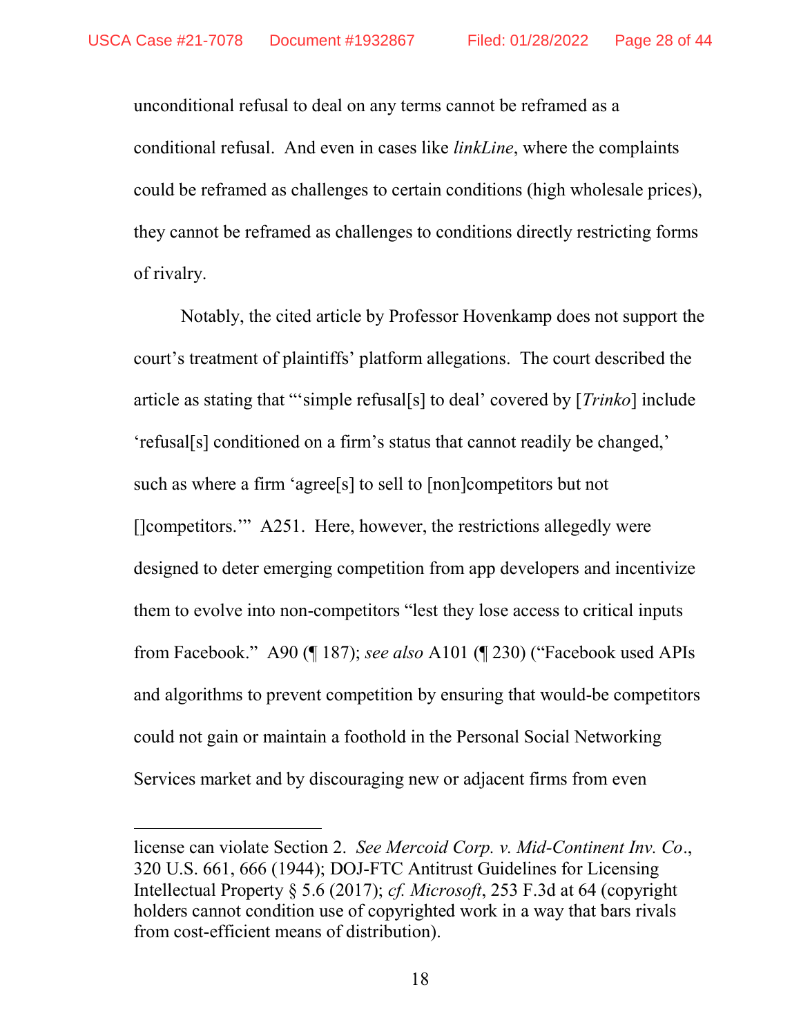unconditional refusal to deal on any terms cannot be reframed as a conditional refusal. And even in cases like *linkLine*, where the complaints could be reframed as challenges to certain conditions (high wholesale prices), they cannot be reframed as challenges to conditions directly restricting forms of rivalry.

Notably, the cited article by Professor Hovenkamp does not support the court's treatment of plaintiffs' platform allegations. The court described the article as stating that "'simple refusal[s] to deal' covered by [*Trinko*] include 'refusal[s] conditioned on a firm's status that cannot readily be changed,' such as where a firm 'agree[s] to sell to [non]competitors but not []competitors.'" A251. Here, however, the restrictions allegedly were designed to deter emerging competition from app developers and incentivize them to evolve into non-competitors "lest they lose access to critical inputs from Facebook." A90 (¶ 187); *see also* A101 (¶ 230) ("Facebook used APIs and algorithms to prevent competition by ensuring that would-be competitors could not gain or maintain a foothold in the Personal Social Networking Services market and by discouraging new or adjacent firms from even

---

license can violate Section 2. *See Mercoid Corp. v. Mid-Continent Inv. Co*., 320 U.S. 661, 666 (1944); DOJ-FTC Antitrust Guidelines for Licensing Intellectual Property § 5.6 (2017); *cf. Microsoft*, 253 F.3d at 64 (copyright holders cannot condition use of copyrighted work in a way that bars rivals from cost-efficient means of distribution).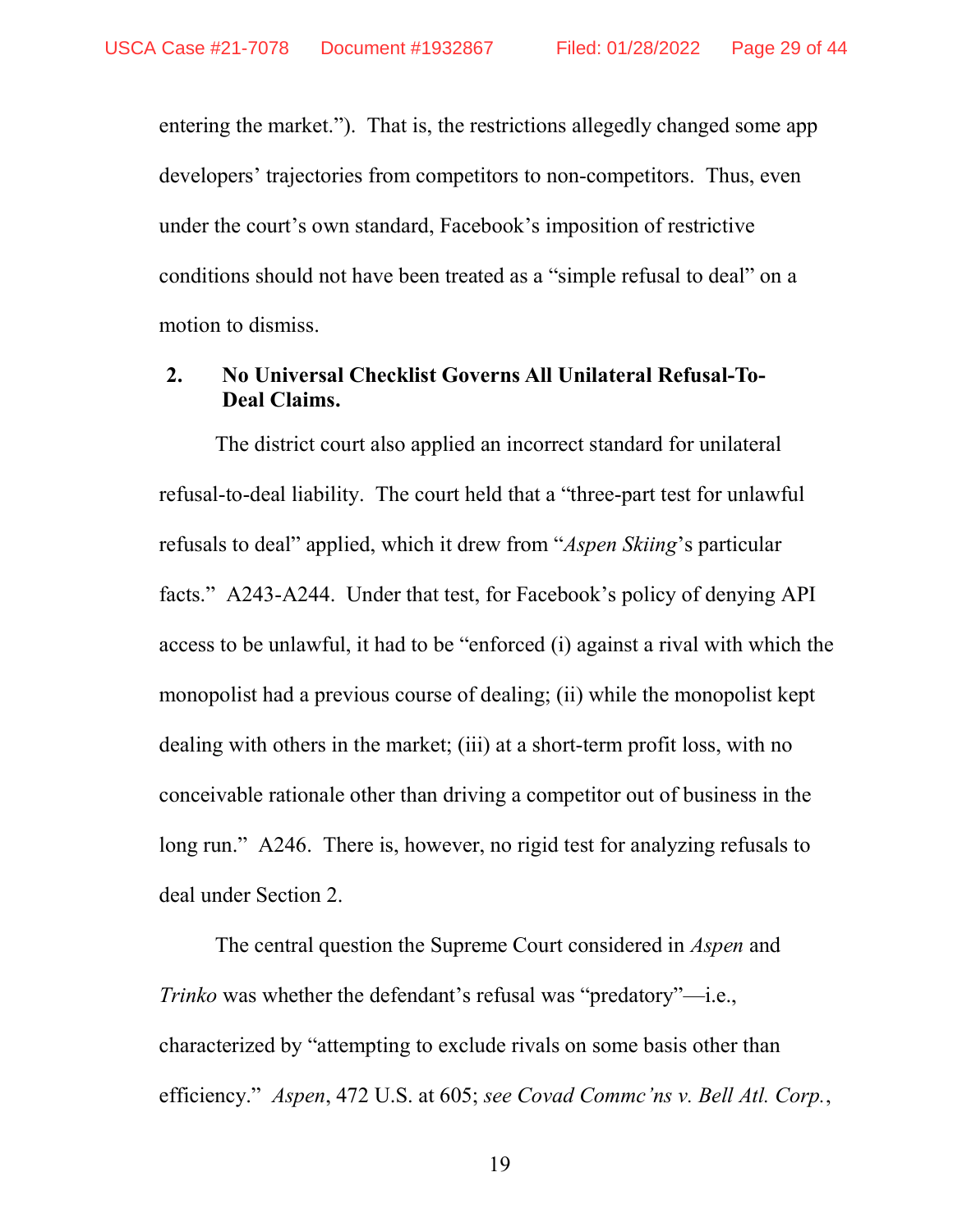entering the market."). That is, the restrictions allegedly changed some app developers' trajectories from competitors to non-competitors. Thus, even under the court's own standard, Facebook's imposition of restrictive conditions should not have been treated as a "simple refusal to deal" on a motion to dismiss.

### 2. No Universal Checklist Governs All Unilateral Refusal-To-Deal Claims.

The district court also applied an incorrect standard for unilateral refusal-to-deal liability. The court held that a "three-part test for unlawful refusals to deal" applied, which it drew from "*Aspen Skiing*'s particular facts." A243-A244. Under that test, for Facebook's policy of denying API access to be unlawful, it had to be "enforced (i) against a rival with which the monopolist had a previous course of dealing; (ii) while the monopolist kept dealing with others in the market; (iii) at a short-term profit loss, with no conceivable rationale other than driving a competitor out of business in the long run." A246. There is, however, no rigid test for analyzing refusals to deal under Section 2.

The central question the Supreme Court considered in *Aspen* and *Trinko* was whether the defendant's refusal was "predatory"—i.e., characterized by "attempting to exclude rivals on some basis other than efficiency." *Aspen*, 472 U.S. at 605; *see Covad Commc'ns v. Bell Atl. Corp.*,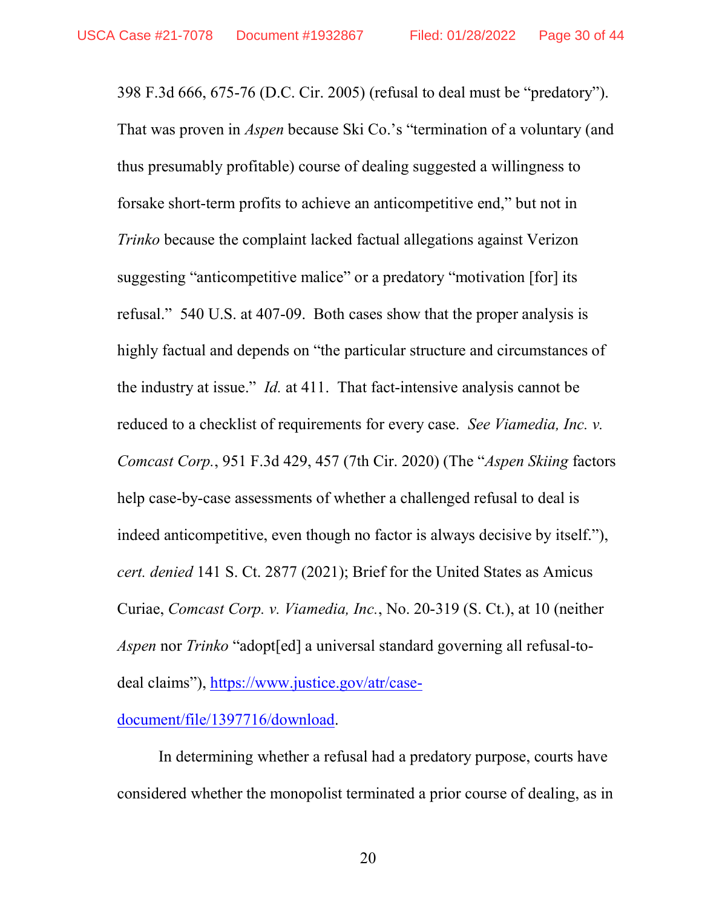398 F.3d 666, 675-76 (D.C. Cir. 2005) (refusal to deal must be "predatory"). That was proven in *Aspen* because Ski Co.'s "termination of a voluntary (and thus presumably profitable) course of dealing suggested a willingness to forsake short-term profits to achieve an anticompetitive end," but not in *Trinko* because the complaint lacked factual allegations against Verizon suggesting "anticompetitive malice" or a predatory "motivation [for] its refusal." 540 U.S. at 407-09. Both cases show that the proper analysis is highly factual and depends on "the particular structure and circumstances of the industry at issue." *Id.* at 411. That fact-intensive analysis cannot be reduced to a checklist of requirements for every case. *See Viamedia, Inc. v. Comcast Corp.*, 951 F.3d 429, 457 (7th Cir. 2020) (The "*Aspen Skiing* factors help case-by-case assessments of whether a challenged refusal to deal is indeed anticompetitive, even though no factor is always decisive by itself."), *cert. denied* 141 S. Ct. 2877 (2021); Brief for the United States as Amicus Curiae, *Comcast Corp. v. Viamedia, Inc.*, No. 20-319 (S. Ct.), at 10 (neither *Aspen* nor *Trinko* "adopt[ed] a universal standard governing all refusal-to-deal claims"), https://www.justice.gov/atr/case-document/file/1397716/download.

In determining whether a refusal had a predatory purpose, courts have considered whether the monopolist terminated a prior course of dealing, as in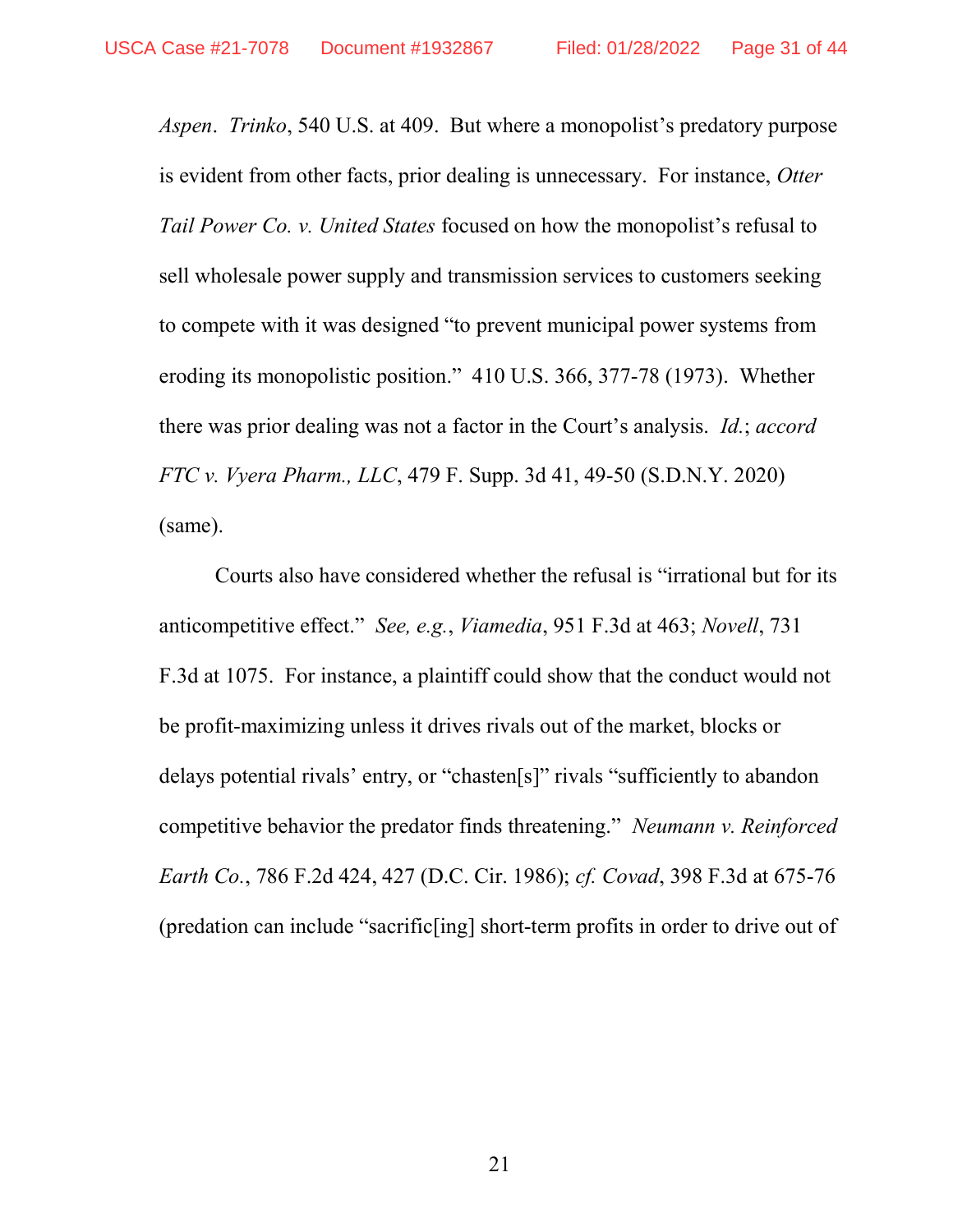*Aspen*. *Trinko*, 540 U.S. at 409. But where a monopolist's predatory purpose is evident from other facts, prior dealing is unnecessary. For instance, *Otter Tail Power Co. v. United States* focused on how the monopolist's refusal to sell wholesale power supply and transmission services to customers seeking to compete with it was designed "to prevent municipal power systems from eroding its monopolistic position." 410 U.S. 366, 377-78 (1973). Whether there was prior dealing was not a factor in the Court's analysis. *Id.*; *accord FTC v. Vyera Pharm., LLC*, 479 F. Supp. 3d 41, 49-50 (S.D.N.Y. 2020) (same).

Courts also have considered whether the refusal is "irrational but for its anticompetitive effect." *See, e.g.*, *Viamedia*, 951 F.3d at 463; *Novell*, 731 F.3d at 1075. For instance, a plaintiff could show that the conduct would not be profit-maximizing unless it drives rivals out of the market, blocks or delays potential rivals' entry, or "chasten[s]" rivals "sufficiently to abandon competitive behavior the predator finds threatening." *Neumann v. Reinforced Earth Co.*, 786 F.2d 424, 427 (D.C. Cir. 1986); *cf. Covad*, 398 F.3d at 675-76 (predation can include "sacrific[ing] short-term profits in order to drive out of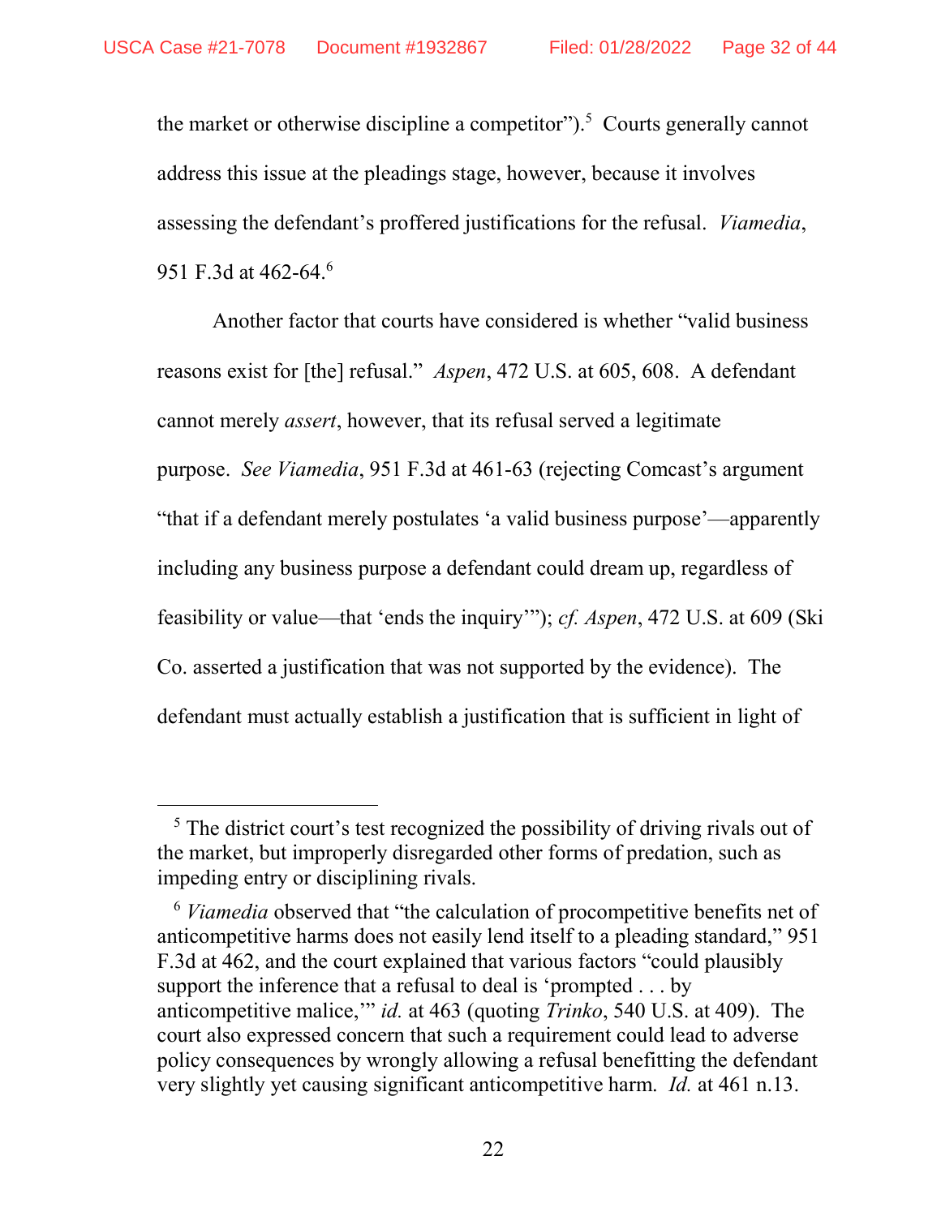the market or otherwise discipline a competitor").[5] Courts generally cannot address this issue at the pleadings stage, however, because it involves assessing the defendant's proffered justifications for the refusal. *Viamedia*, 951 F.3d at 462-64.[6]

Another factor that courts have considered is whether "valid business reasons exist for [the] refusal." *Aspen*, 472 U.S. at 605, 608. A defendant cannot merely *assert*, however, that its refusal served a legitimate purpose. *See Viamedia*, 951 F.3d at 461-63 (rejecting Comcast's argument "that if a defendant merely postulates 'a valid business purpose'—apparently including any business purpose a defendant could dream up, regardless of feasibility or value—that 'ends the inquiry'"); *cf. Aspen*, 472 U.S. at 609 (Ski Co. asserted a justification that was not supported by the evidence). The defendant must actually establish a justification that is sufficient in light of

---

[5] The district court's test recognized the possibility of driving rivals out of the market, but improperly disregarded other forms of predation, such as impeding entry or disciplining rivals.

[6] *Viamedia* observed that "the calculation of procompetitive benefits net of anticompetitive harms does not easily lend itself to a pleading standard," 951 F.3d at 462, and the court explained that various factors "could plausibly support the inference that a refusal to deal is 'prompted . . . by anticompetitive malice,'" *id.* at 463 (quoting *Trinko*, 540 U.S. at 409). The court also expressed concern that such a requirement could lead to adverse policy consequences by wrongly allowing a refusal benefitting the defendant very slightly yet causing significant anticompetitive harm. *Id.* at 461 n.13.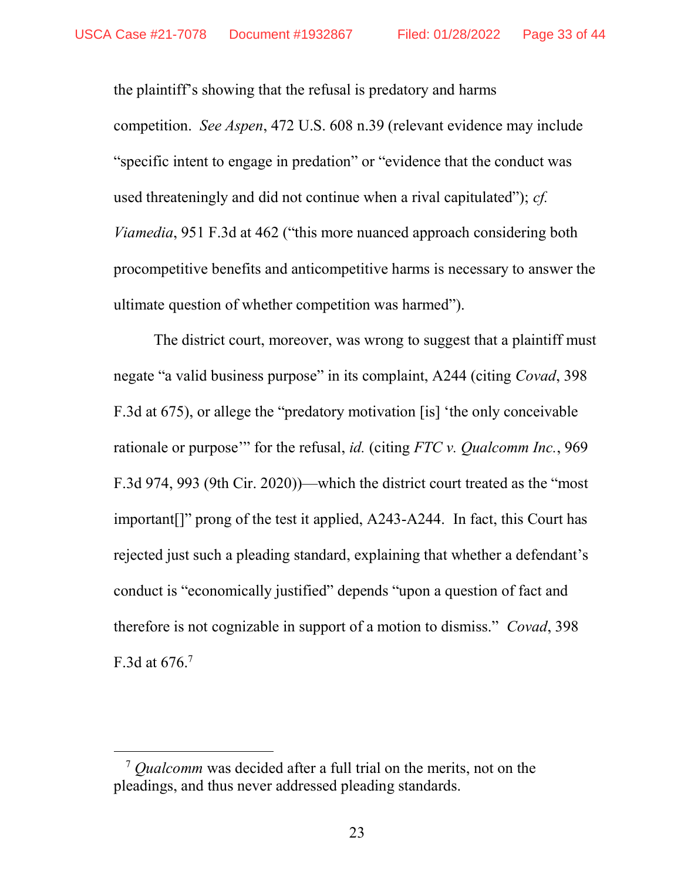the plaintiff's showing that the refusal is predatory and harms competition. *See Aspen*, 472 U.S. 608 n.39 (relevant evidence may include "specific intent to engage in predation" or "evidence that the conduct was used threateningly and did not continue when a rival capitulated"); *cf. Viamedia*, 951 F.3d at 462 ("this more nuanced approach considering both procompetitive benefits and anticompetitive harms is necessary to answer the ultimate question of whether competition was harmed").

The district court, moreover, was wrong to suggest that a plaintiff must negate "a valid business purpose" in its complaint, A244 (citing *Covad*, 398 F.3d at 675), or allege the "predatory motivation [is] 'the only conceivable rationale or purpose'" for the refusal, *id.* (citing *FTC v. Qualcomm Inc.*, 969 F.3d 974, 993 (9th Cir. 2020))—which the district court treated as the "most important[]" prong of the test it applied, A243-A244. In fact, this Court has rejected just such a pleading standard, explaining that whether a defendant's conduct is "economically justified" depends "upon a question of fact and therefore is not cognizable in support of a motion to dismiss." *Covad*, 398 F.3d at 676.[7]

---

[7] *Qualcomm* was decided after a full trial on the merits, not on the pleadings, and thus never addressed pleading standards.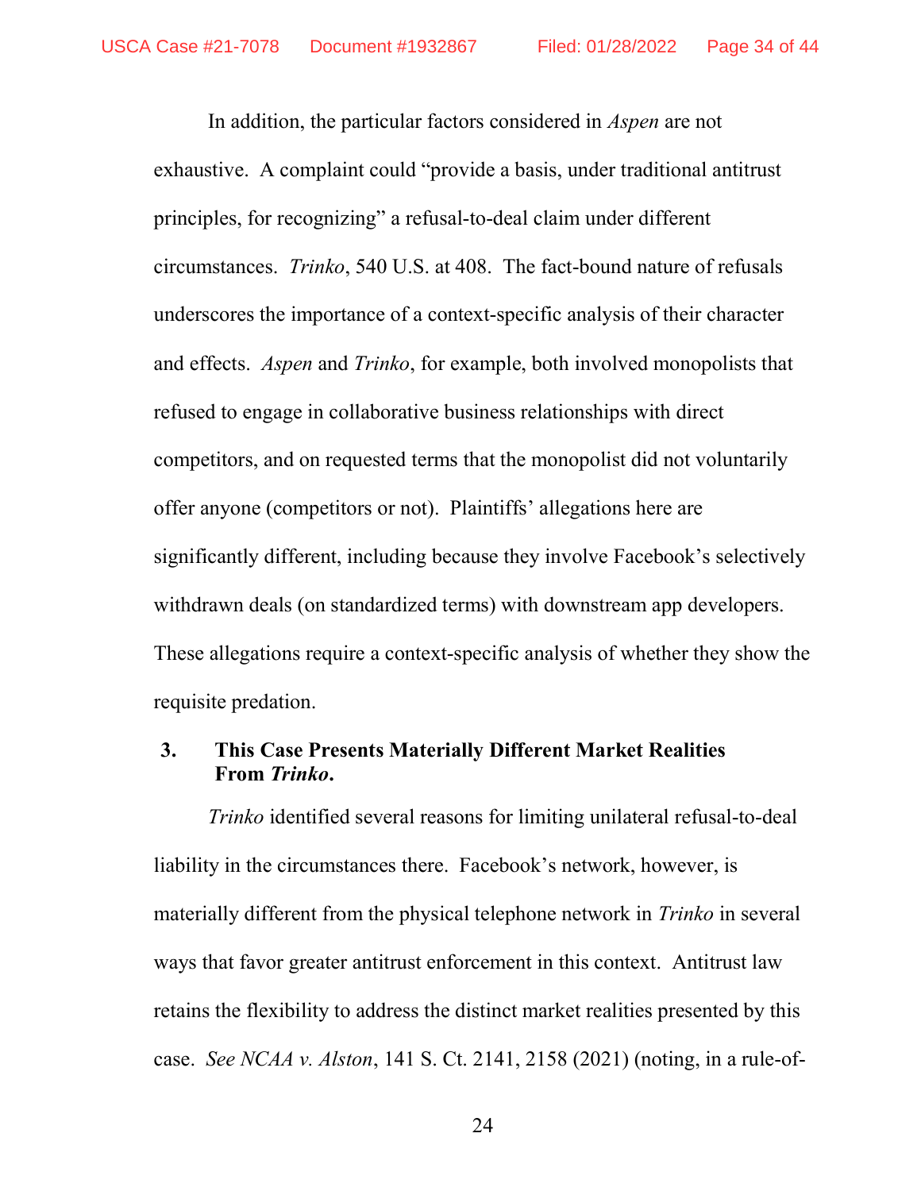In addition, the particular factors considered in *Aspen* are not exhaustive. A complaint could "provide a basis, under traditional antitrust principles, for recognizing" a refusal-to-deal claim under different circumstances. *Trinko*, 540 U.S. at 408. The fact-bound nature of refusals underscores the importance of a context-specific analysis of their character and effects. *Aspen* and *Trinko*, for example, both involved monopolists that refused to engage in collaborative business relationships with direct competitors, and on requested terms that the monopolist did not voluntarily offer anyone (competitors or not). Plaintiffs' allegations here are significantly different, including because they involve Facebook's selectively withdrawn deals (on standardized terms) with downstream app developers. These allegations require a context-specific analysis of whether they show the requisite predation.

### 3. This Case Presents Materially Different Market Realities From *Trinko*.

*Trinko* identified several reasons for limiting unilateral refusal-to-deal liability in the circumstances there. Facebook's network, however, is materially different from the physical telephone network in *Trinko* in several ways that favor greater antitrust enforcement in this context. Antitrust law retains the flexibility to address the distinct market realities presented by this case. *See NCAA v. Alston*, 141 S. Ct. 2141, 2158 (2021) (noting, in a rule-of-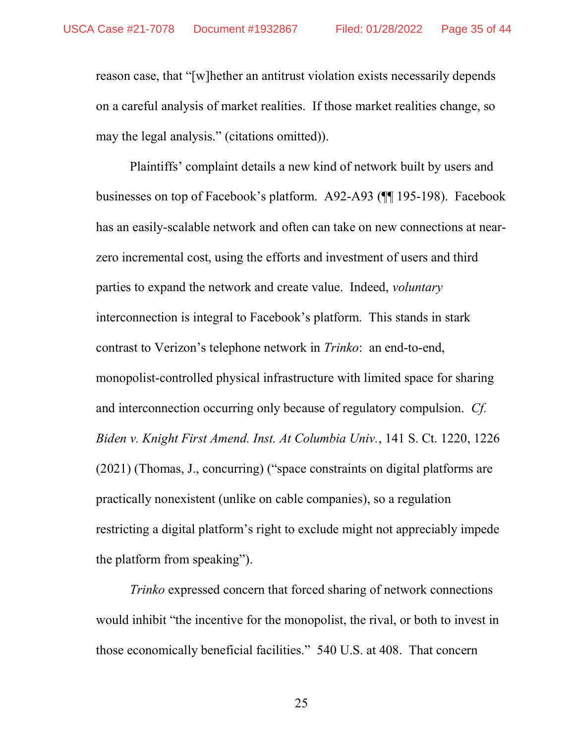reason case, that "[w]hether an antitrust violation exists necessarily depends on a careful analysis of market realities. If those market realities change, so may the legal analysis." (citations omitted)).

Plaintiffs' complaint details a new kind of network built by users and businesses on top of Facebook's platform. A92-A93 (¶¶ 195-198). Facebook has an easily-scalable network and often can take on new connections at near-zero incremental cost, using the efforts and investment of users and third parties to expand the network and create value. Indeed, *voluntary* interconnection is integral to Facebook's platform. This stands in stark contrast to Verizon's telephone network in *Trinko*: an end-to-end, monopolist-controlled physical infrastructure with limited space for sharing and interconnection occurring only because of regulatory compulsion. *Cf. Biden v. Knight First Amend. Inst. At Columbia Univ.*, 141 S. Ct. 1220, 1226 (2021) (Thomas, J., concurring) ("space constraints on digital platforms are practically nonexistent (unlike on cable companies), so a regulation restricting a digital platform's right to exclude might not appreciably impede the platform from speaking").

*Trinko* expressed concern that forced sharing of network connections would inhibit "the incentive for the monopolist, the rival, or both to invest in those economically beneficial facilities." 540 U.S. at 408. That concern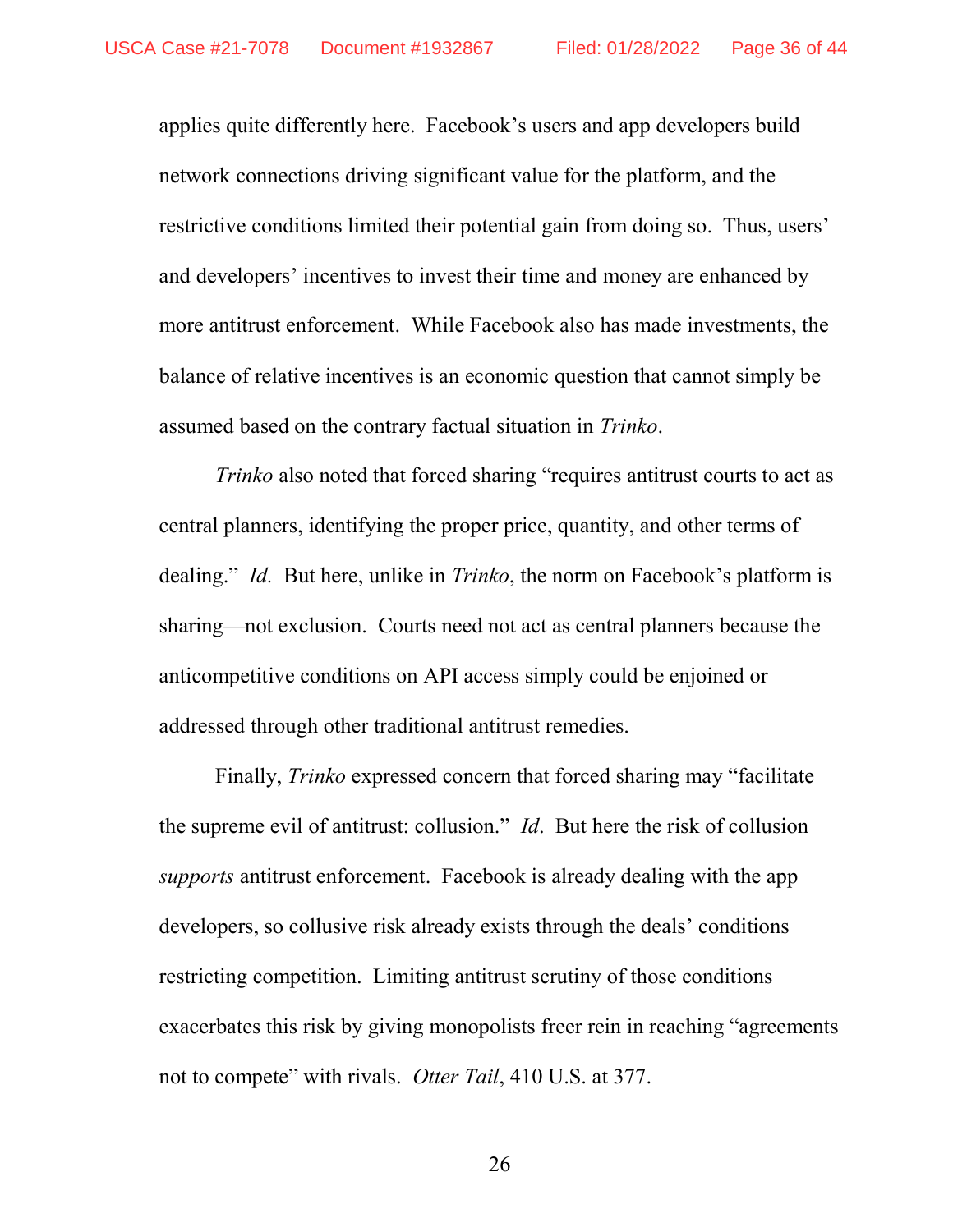applies quite differently here. Facebook's users and app developers build network connections driving significant value for the platform, and the restrictive conditions limited their potential gain from doing so. Thus, users' and developers' incentives to invest their time and money are enhanced by more antitrust enforcement. While Facebook also has made investments, the balance of relative incentives is an economic question that cannot simply be assumed based on the contrary factual situation in *Trinko*.

*Trinko* also noted that forced sharing "requires antitrust courts to act as central planners, identifying the proper price, quantity, and other terms of dealing." *Id.* But here, unlike in *Trinko*, the norm on Facebook's platform is sharing—not exclusion. Courts need not act as central planners because the anticompetitive conditions on API access simply could be enjoined or addressed through other traditional antitrust remedies.

Finally, *Trinko* expressed concern that forced sharing may "facilitate the supreme evil of antitrust: collusion." *Id*. But here the risk of collusion *supports* antitrust enforcement. Facebook is already dealing with the app developers, so collusive risk already exists through the deals' conditions restricting competition. Limiting antitrust scrutiny of those conditions exacerbates this risk by giving monopolists freer rein in reaching "agreements not to compete" with rivals. *Otter Tail*, 410 U.S. at 377.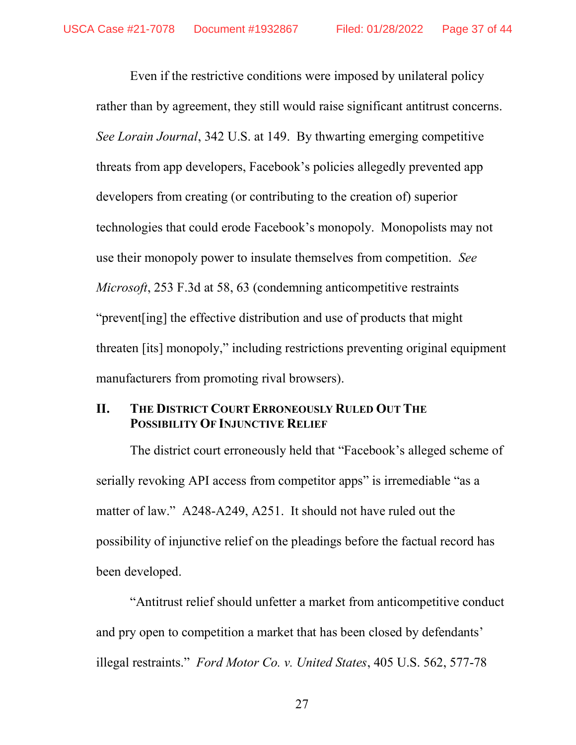Even if the restrictive conditions were imposed by unilateral policy rather than by agreement, they still would raise significant antitrust concerns. *See Lorain Journal*, 342 U.S. at 149. By thwarting emerging competitive threats from app developers, Facebook's policies allegedly prevented app developers from creating (or contributing to the creation of) superior technologies that could erode Facebook's monopoly. Monopolists may not use their monopoly power to insulate themselves from competition. *See Microsoft*, 253 F.3d at 58, 63 (condemning anticompetitive restraints "prevent[ing] the effective distribution and use of products that might threaten [its] monopoly," including restrictions preventing original equipment manufacturers from promoting rival browsers).

## II. The District Court Erroneously Ruled Out The Possibility Of Injunctive Relief

The district court erroneously held that "Facebook's alleged scheme of serially revoking API access from competitor apps" is irremediable "as a matter of law." A248-A249, A251. It should not have ruled out the possibility of injunctive relief on the pleadings before the factual record has been developed.

"Antitrust relief should unfetter a market from anticompetitive conduct and pry open to competition a market that has been closed by defendants' illegal restraints." *Ford Motor Co. v. United States*, 405 U.S. 562, 577-78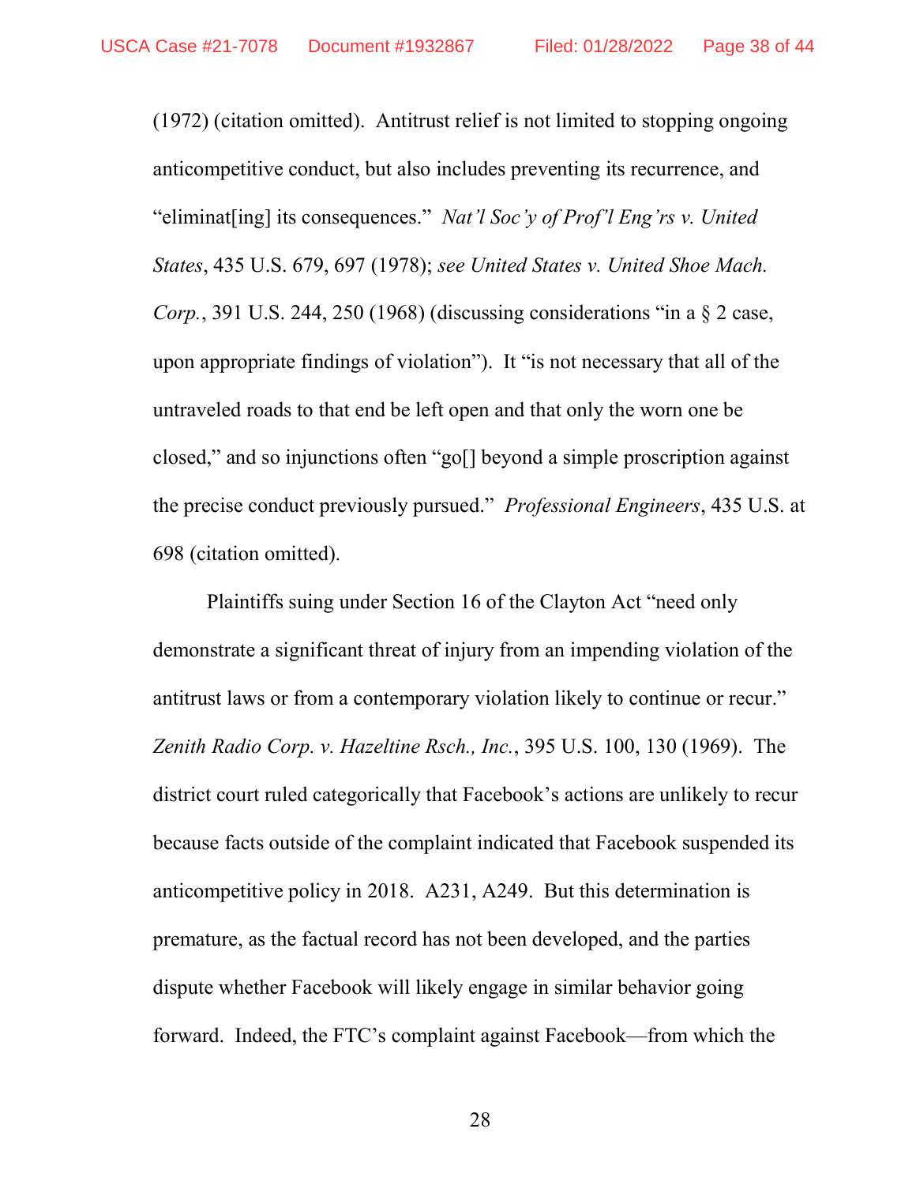(1972) (citation omitted). Antitrust relief is not limited to stopping ongoing anticompetitive conduct, but also includes preventing its recurrence, and "eliminat[ing] its consequences." *Nat'l Soc'y of Prof'l Eng'rs v. United States*, 435 U.S. 679, 697 (1978); *see United States v. United Shoe Mach. Corp.*, 391 U.S. 244, 250 (1968) (discussing considerations "in a § 2 case, upon appropriate findings of violation"). It "is not necessary that all of the untraveled roads to that end be left open and that only the worn one be closed," and so injunctions often "go[] beyond a simple proscription against the precise conduct previously pursued." *Professional Engineers*, 435 U.S. at 698 (citation omitted).

Plaintiffs suing under Section 16 of the Clayton Act "need only demonstrate a significant threat of injury from an impending violation of the antitrust laws or from a contemporary violation likely to continue or recur." *Zenith Radio Corp. v. Hazeltine Rsch., Inc.*, 395 U.S. 100, 130 (1969). The district court ruled categorically that Facebook's actions are unlikely to recur because facts outside of the complaint indicated that Facebook suspended its anticompetitive policy in 2018. A231, A249. But this determination is premature, as the factual record has not been developed, and the parties dispute whether Facebook will likely engage in similar behavior going forward. Indeed, the FTC's complaint against Facebook—from which the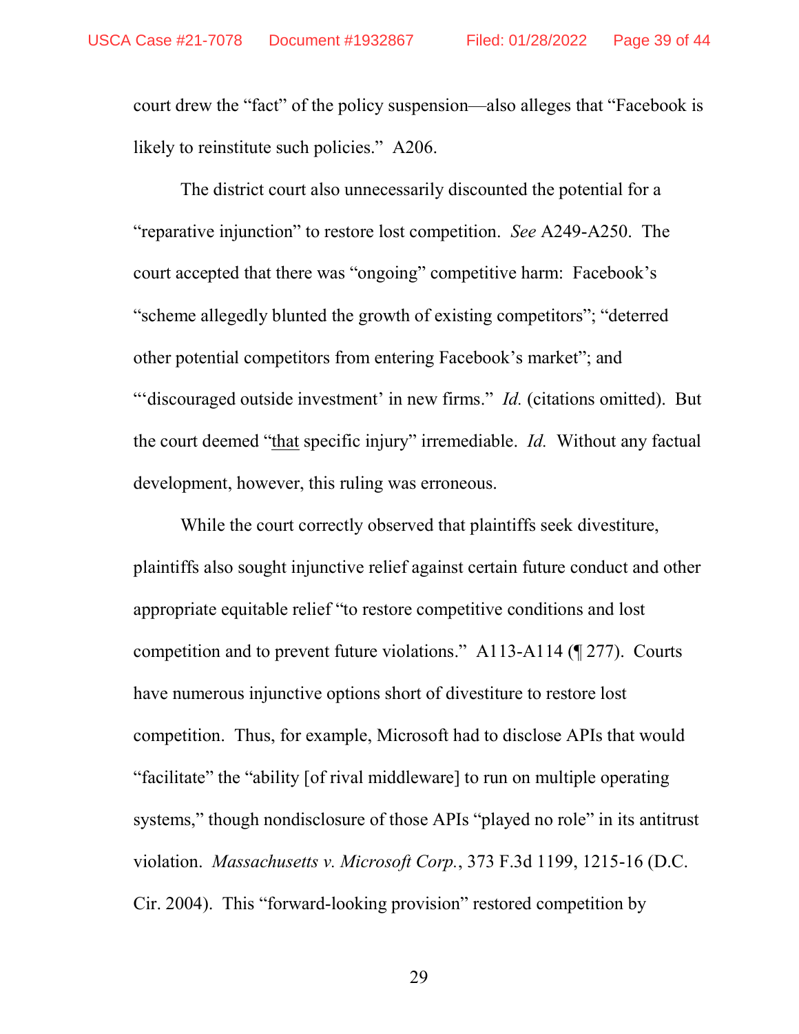court drew the "fact" of the policy suspension—also alleges that "Facebook is likely to reinstitute such policies." A206.

The district court also unnecessarily discounted the potential for a "reparative injunction" to restore lost competition. *See* A249-A250. The court accepted that there was "ongoing" competitive harm: Facebook's "scheme allegedly blunted the growth of existing competitors"; "deterred other potential competitors from entering Facebook's market"; and "'discouraged outside investment' in new firms." *Id.* (citations omitted). But the court deemed "<u>that</u> specific injury" irremediable. *Id.* Without any factual development, however, this ruling was erroneous.

While the court correctly observed that plaintiffs seek divestiture, plaintiffs also sought injunctive relief against certain future conduct and other appropriate equitable relief "to restore competitive conditions and lost competition and to prevent future violations." A113-A114 (¶ 277). Courts have numerous injunctive options short of divestiture to restore lost competition. Thus, for example, Microsoft had to disclose APIs that would "facilitate" the "ability [of rival middleware] to run on multiple operating systems," though nondisclosure of those APIs "played no role" in its antitrust violation. *Massachusetts v. Microsoft Corp.*, 373 F.3d 1199, 1215-16 (D.C. Cir. 2004). This "forward-looking provision" restored competition by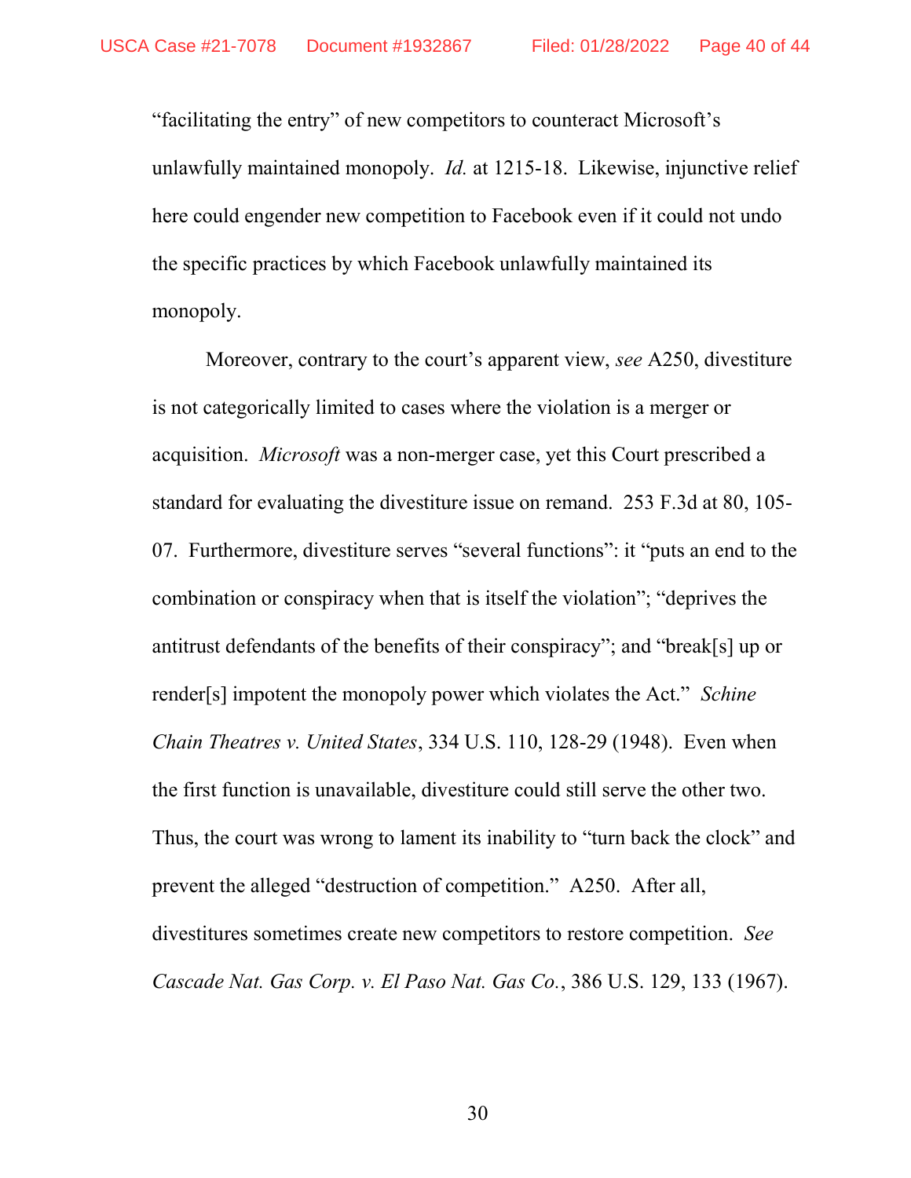"facilitating the entry" of new competitors to counteract Microsoft's unlawfully maintained monopoly. *Id.* at 1215-18. Likewise, injunctive relief here could engender new competition to Facebook even if it could not undo the specific practices by which Facebook unlawfully maintained its monopoly.

Moreover, contrary to the court's apparent view, *see* A250, divestiture is not categorically limited to cases where the violation is a merger or acquisition. *Microsoft* was a non-merger case, yet this Court prescribed a standard for evaluating the divestiture issue on remand. 253 F.3d at 80, 105-07. Furthermore, divestiture serves "several functions": it "puts an end to the combination or conspiracy when that is itself the violation"; "deprives the antitrust defendants of the benefits of their conspiracy"; and "break[s] up or render[s] impotent the monopoly power which violates the Act." *Schine Chain Theatres v. United States*, 334 U.S. 110, 128-29 (1948). Even when the first function is unavailable, divestiture could still serve the other two. Thus, the court was wrong to lament its inability to "turn back the clock" and prevent the alleged "destruction of competition." A250. After all, divestitures sometimes create new competitors to restore competition. *See Cascade Nat. Gas Corp. v. El Paso Nat. Gas Co.*, 386 U.S. 129, 133 (1967).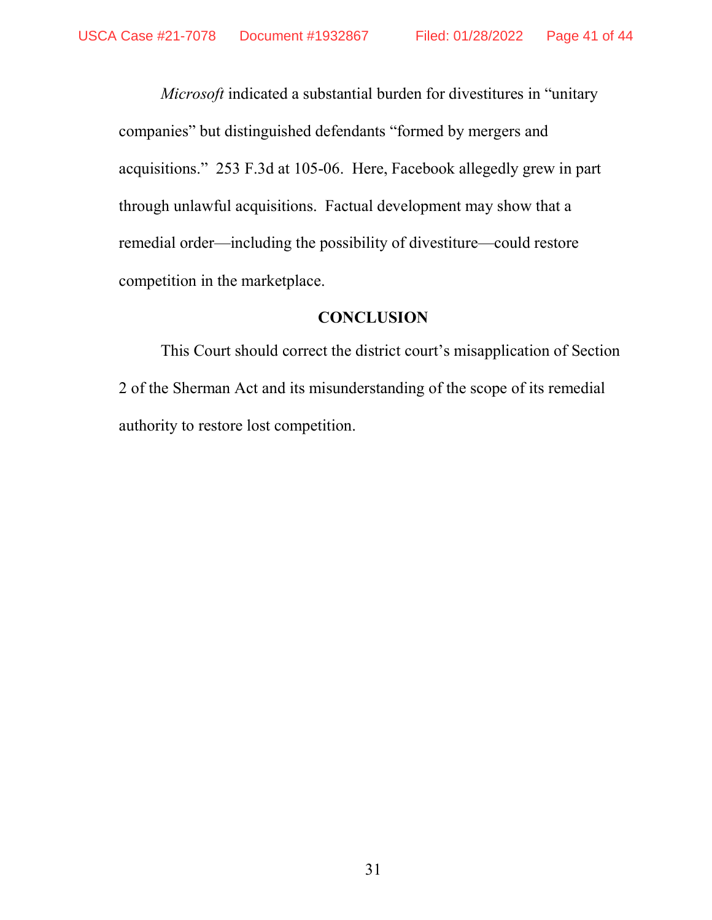*Microsoft* indicated a substantial burden for divestitures in "unitary companies" but distinguished defendants "formed by mergers and acquisitions." 253 F.3d at 105-06. Here, Facebook allegedly grew in part through unlawful acquisitions. Factual development may show that a remedial order—including the possibility of divestiture—could restore competition in the marketplace.

## CONCLUSION

This Court should correct the district court's misapplication of Section 2 of the Sherman Act and its misunderstanding of the scope of its remedial authority to restore lost competition.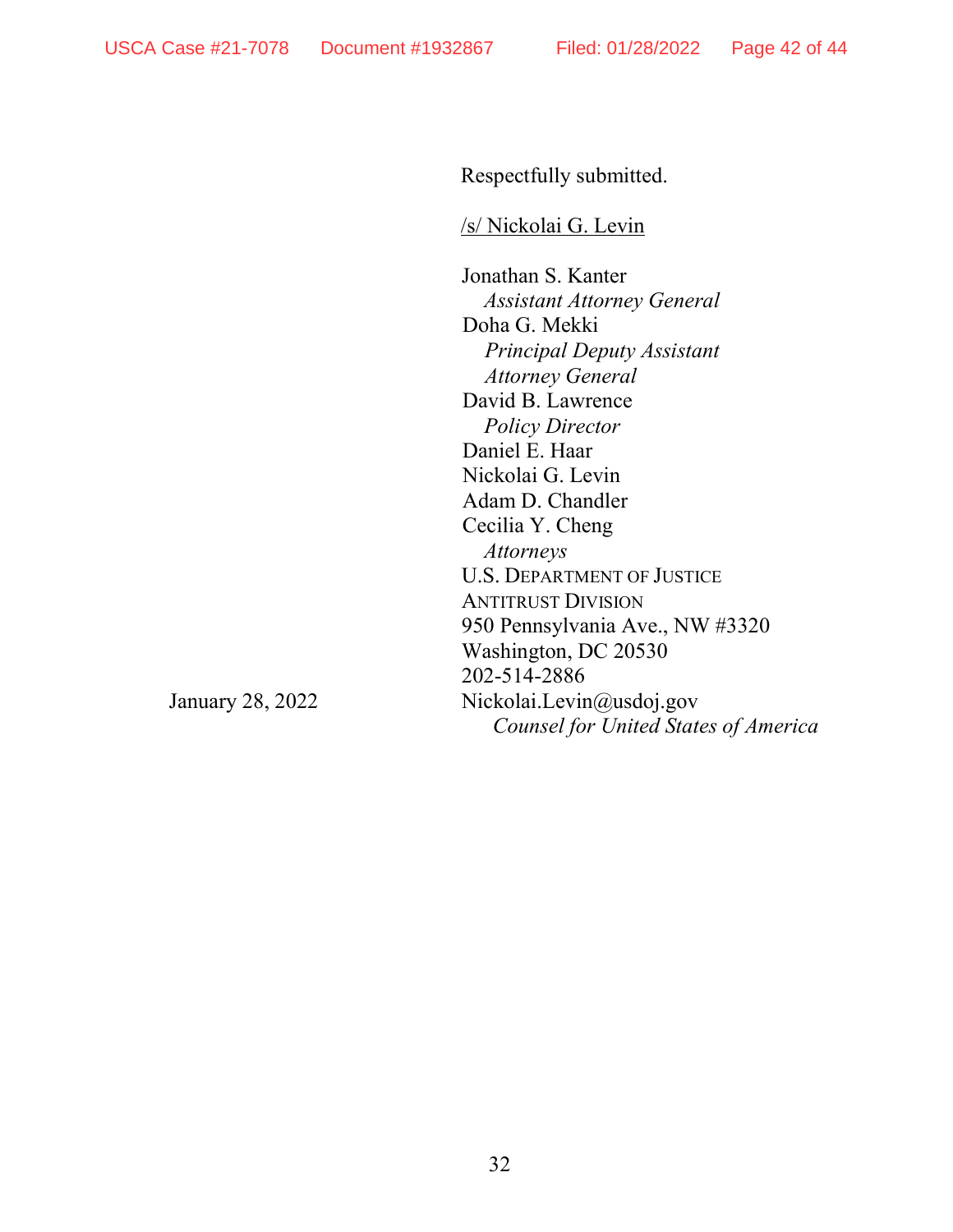Respectfully submitted.

/s/ Nickolai G. Levin

Jonathan S. Kanter
*Assistant Attorney General*
Doha G. Mekki
*Principal Deputy Assistant Attorney General*
David B. Lawrence
*Policy Director*
Daniel E. Haar
Nickolai G. Levin
Adam D. Chandler
Cecilia Y. Cheng
*Attorneys*
U.S. DEPARTMENT OF JUSTICE
ANTITRUST DIVISION
950 Pennsylvania Ave., NW #3320
Washington, DC 20530
202-514-2886
Nickolai.Levin@usdoj.gov
*Counsel for United States of America*

January 28, 2022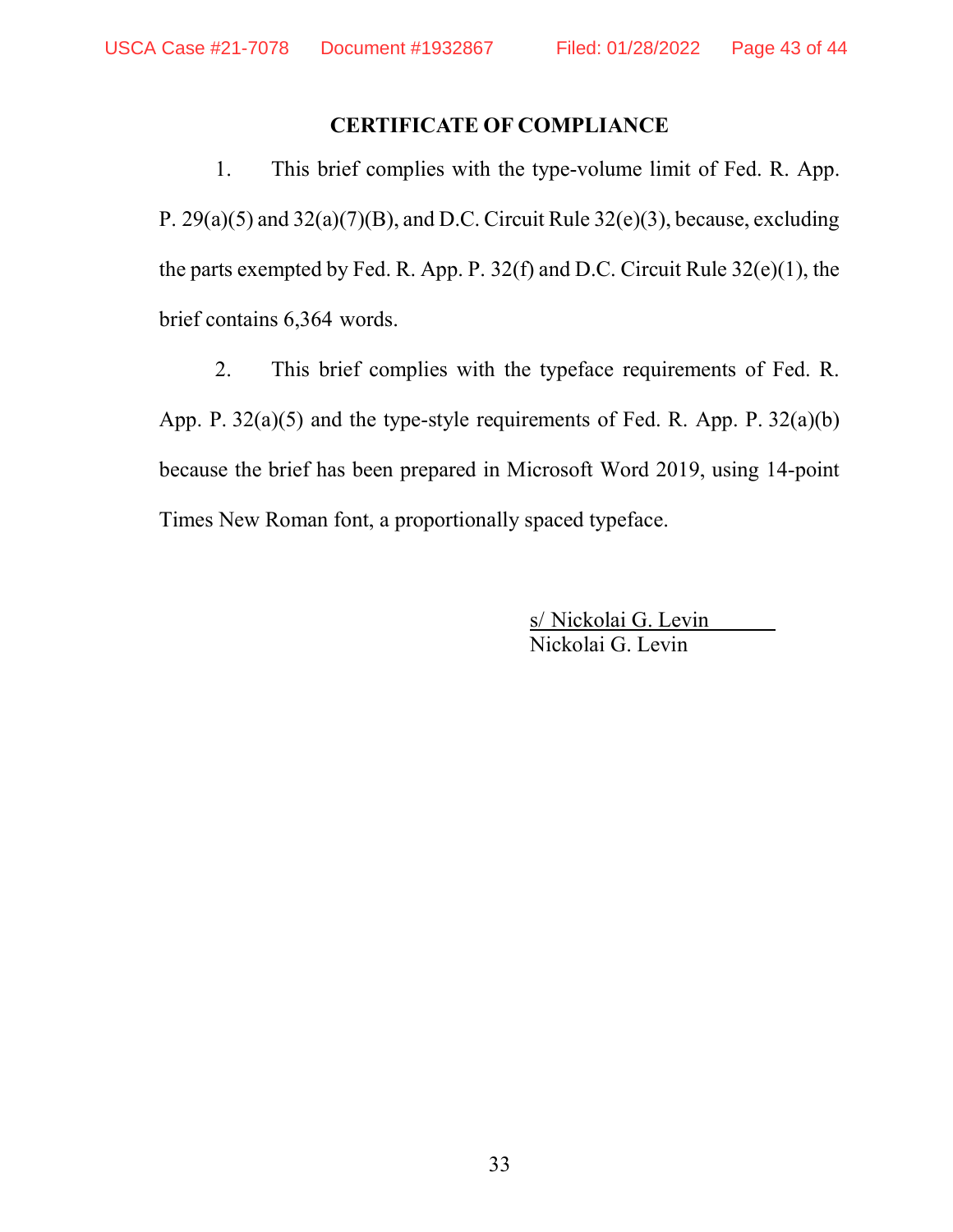## CERTIFICATE OF COMPLIANCE

1. This brief complies with the type-volume limit of Fed. R. App. P. 29(a)(5) and 32(a)(7)(B), and D.C. Circuit Rule 32(e)(3), because, excluding the parts exempted by Fed. R. App. P. 32(f) and D.C. Circuit Rule 32(e)(1), the brief contains 6,364 words.

2. This brief complies with the typeface requirements of Fed. R. App. P. 32(a)(5) and the type-style requirements of Fed. R. App. P. 32(a)(b) because the brief has been prepared in Microsoft Word 2019, using 14-point Times New Roman font, a proportionally spaced typeface.

s/ Nickolai G. Levin
Nickolai G. Levin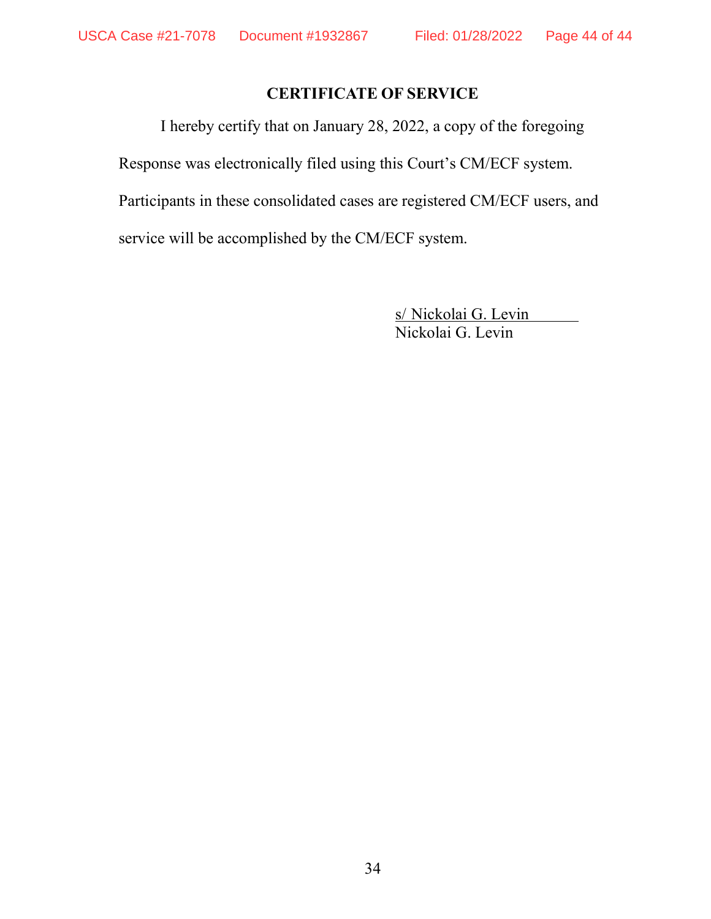## CERTIFICATE OF SERVICE

I hereby certify that on January 28, 2022, a copy of the foregoing Response was electronically filed using this Court's CM/ECF system. Participants in these consolidated cases are registered CM/ECF users, and service will be accomplished by the CM/ECF system.

s/ Nickolai G. Levin
Nickolai G. Levin